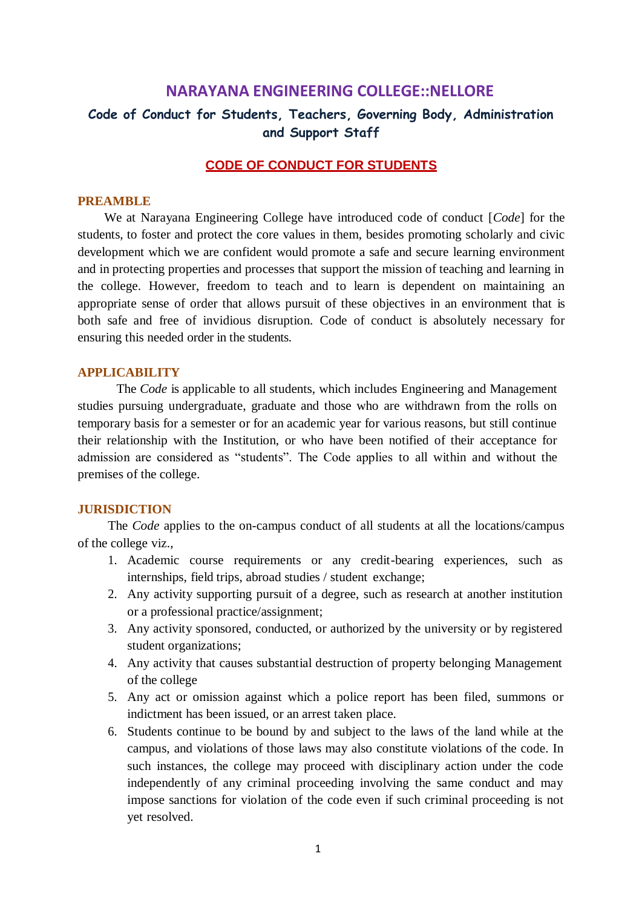# NARAYANA ENGINEERING COLLEGE::NELLORE

## Code of Conduct for Students, Teachers, Governing Body, Administration and Support Staff

## CODE OF CONDUCT FOR STUDENTS

### PREAMBLE

We at Narayana Engineering College have introduced code of conduct [*Code*] for the students, to foster and protect the core values in them, besides promoting scholarly and civic development which we are confident would promote a safe and secure learning environment and in protecting properties and processes that support the mission of teaching and learning in the college. However, freedom to teach and to learn is dependent on maintaining an appropriate sense of order that allows pursuit of these objectives in an environment that is both safe and free of invidious disruption. Code of conduct is absolutely necessary for ensuring this needed order in the students.

### APPLICABILITY

The *Code* is applicable to all students, which includes Engineering and Management studies pursuing undergraduate, graduate and those who are withdrawn from the rolls on temporary basis for a semester or for an academic year for various reasons, but still continue their relationship with the Institution, or who have been notified of their acceptance for admission are considered as “students”. The Code applies to all within and without the premises of the college.

### JURISDICTION

The *Code* applies to the on-campus conduct of all students at all the locations/campus of the college viz.,

1. Academic course requirements or any credit-bearing experiences, such as internships, field trips, abroad studies / student exchange;
2. Any activity supporting pursuit of a degree, such as research at another institution or a professional practice/assignment;
3. Any activity sponsored, conducted, or authorized by the university or by registered student organizations;
4. Any activity that causes substantial destruction of property belonging Management of the college
5. Any act or omission against which a police report has been filed, summons or indictment has been issued, or an arrest taken place.
6. Students continue to be bound by and subject to the laws of the land while at the campus, and violations of those laws may also constitute violations of the code. In such instances, the college may proceed with disciplinary action under the code independently of any criminal proceeding involving the same conduct and may impose sanctions for violation of the code even if such criminal proceeding is not yet resolved.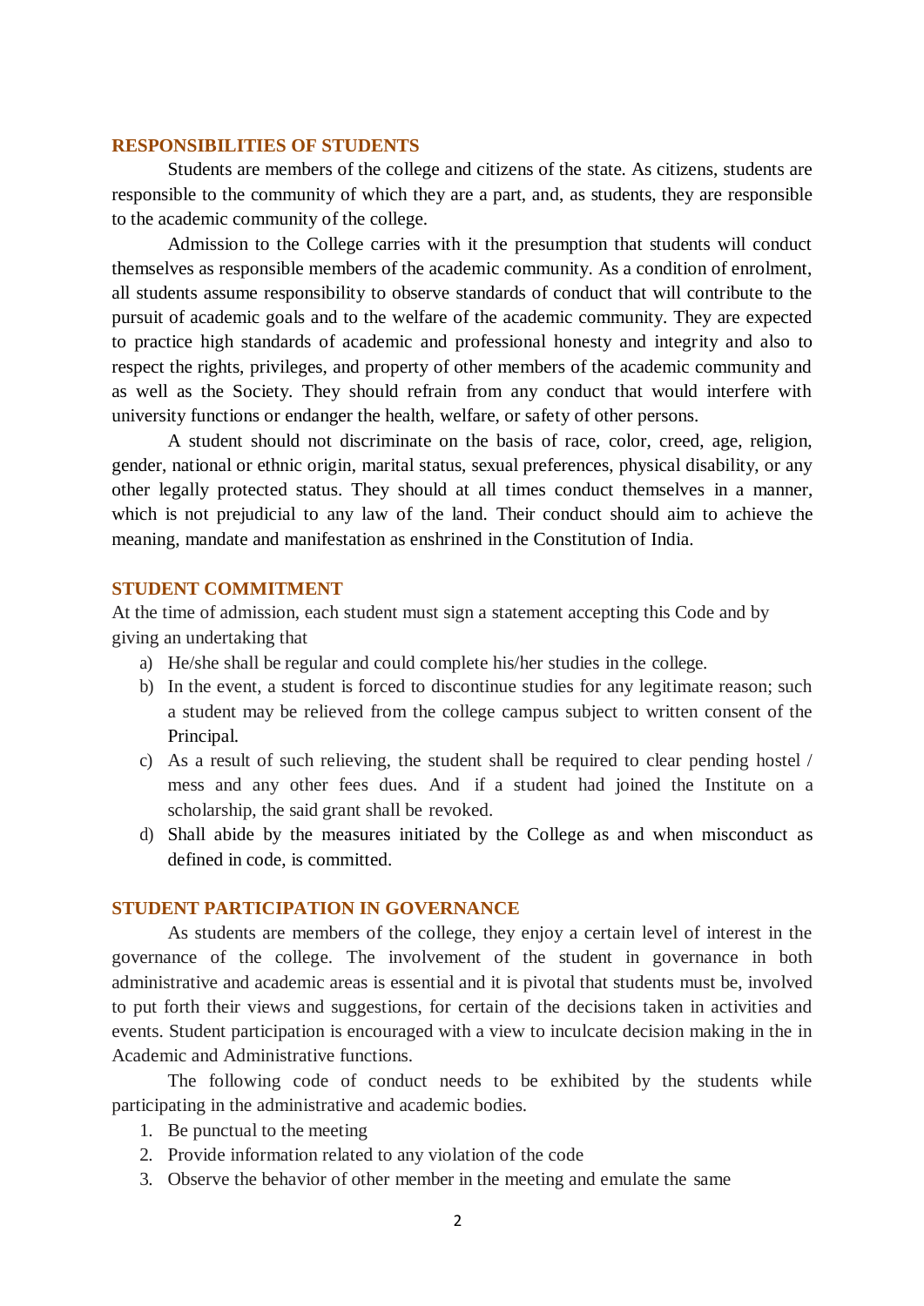## RESPONSIBILITIES OF STUDENTS

Students are members of the college and citizens of the state. As citizens, students are responsible to the community of which they are a part, and, as students, they are responsible to the academic community of the college.

Admission to the College carries with it the presumption that students will conduct themselves as responsible members of the academic community. As a condition of enrolment, all students assume responsibility to observe standards of conduct that will contribute to the pursuit of academic goals and to the welfare of the academic community. They are expected to practice high standards of academic and professional honesty and integrity and also to respect the rights, privileges, and property of other members of the academic community and as well as the Society. They should refrain from any conduct that would interfere with university functions or endanger the health, welfare, or safety of other persons.

A student should not discriminate on the basis of race, color, creed, age, religion, gender, national or ethnic origin, marital status, sexual preferences, physical disability, or any other legally protected status. They should at all times conduct themselves in a manner, which is not prejudicial to any law of the land. Their conduct should aim to achieve the meaning, mandate and manifestation as enshrined in the Constitution of India.

## STUDENT COMMITMENT

At the time of admission, each student must sign a statement accepting this Code and by giving an undertaking that

a) He/she shall be regular and could complete his/her studies in the college.
b) In the event, a student is forced to discontinue studies for any legitimate reason; such a student may be relieved from the college campus subject to written consent of the Principal.
c) As a result of such relieving, the student shall be required to clear pending hostel / mess and any other fees dues. And if a student had joined the Institute on a scholarship, the said grant shall be revoked.
d) Shall abide by the measures initiated by the College as and when misconduct as defined in code, is committed.

## STUDENT PARTICIPATION IN GOVERNANCE

As students are members of the college, they enjoy a certain level of interest in the governance of the college. The involvement of the student in governance in both administrative and academic areas is essential and it is pivotal that students must be, involved to put forth their views and suggestions, for certain of the decisions taken in activities and events. Student participation is encouraged with a view to inculcate decision making in the in Academic and Administrative functions.

The following code of conduct needs to be exhibited by the students while participating in the administrative and academic bodies.

1. Be punctual to the meeting
2. Provide information related to any violation of the code
3. Observe the behavior of other member in the meeting and emulate the same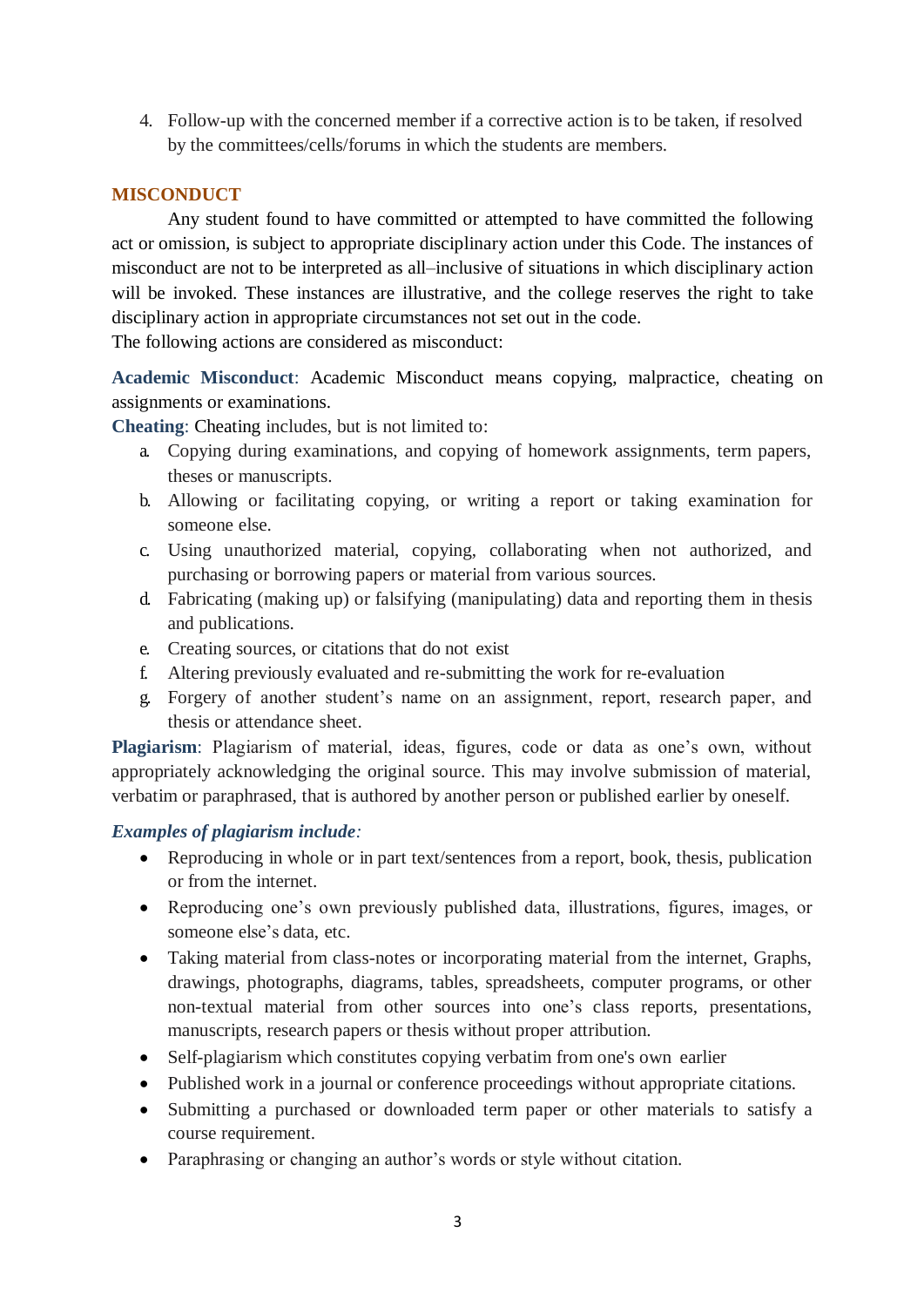4. Follow-up with the concerned member if a corrective action is to be taken, if resolved by the committees/cells/forums in which the students are members.

## MISCONDUCT

Any student found to have committed or attempted to have committed the following act or omission, is subject to appropriate disciplinary action under this Code. The instances of misconduct are not to be interpreted as all–inclusive of situations in which disciplinary action will be invoked. These instances are illustrative, and the college reserves the right to take disciplinary action in appropriate circumstances not set out in the code.
The following actions are considered as misconduct:

**Academic Misconduct**: Academic Misconduct means copying, malpractice, cheating on assignments or examinations.

**Cheating**: Cheating includes, but is not limited to:

a. Copying during examinations, and copying of homework assignments, term papers, theses or manuscripts.
b. Allowing or facilitating copying, or writing a report or taking examination for someone else.
c. Using unauthorized material, copying, collaborating when not authorized, and purchasing or borrowing papers or material from various sources.
d. Fabricating (making up) or falsifying (manipulating) data and reporting them in thesis and publications.
e. Creating sources, or citations that do not exist
f. Altering previously evaluated and re-submitting the work for re-evaluation
g. Forgery of another student's name on an assignment, report, research paper, and thesis or attendance sheet.

**Plagiarism**: Plagiarism of material, ideas, figures, code or data as one's own, without appropriately acknowledging the original source. This may involve submission of material, verbatim or paraphrased, that is authored by another person or published earlier by oneself.

***Examples of plagiarism include:***

- Reproducing in whole or in part text/sentences from a report, book, thesis, publication or from the internet.
- Reproducing one's own previously published data, illustrations, figures, images, or someone else's data, etc.
- Taking material from class-notes or incorporating material from the internet, Graphs, drawings, photographs, diagrams, tables, spreadsheets, computer programs, or other non-textual material from other sources into one's class reports, presentations, manuscripts, research papers or thesis without proper attribution.
- Self-plagiarism which constitutes copying verbatim from one's own earlier
- Published work in a journal or conference proceedings without appropriate citations.
- Submitting a purchased or downloaded term paper or other materials to satisfy a course requirement.
- Paraphrasing or changing an author's words or style without citation.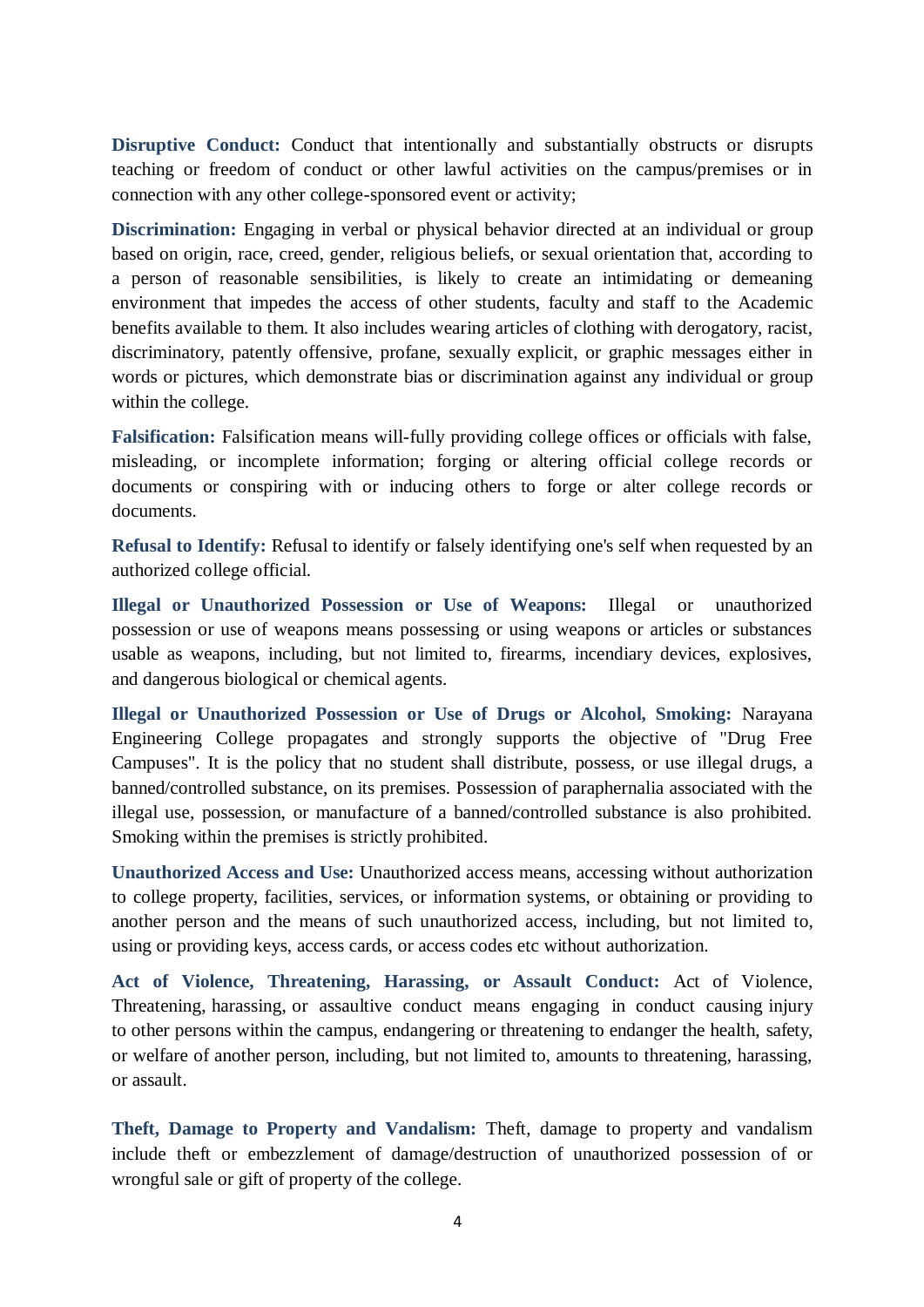**Disruptive Conduct:** Conduct that intentionally and substantially obstructs or disrupts teaching or freedom of conduct or other lawful activities on the campus/premises or in connection with any other college-sponsored event or activity;

**Discrimination:** Engaging in verbal or physical behavior directed at an individual or group based on origin, race, creed, gender, religious beliefs, or sexual orientation that, according to a person of reasonable sensibilities, is likely to create an intimidating or demeaning environment that impedes the access of other students, faculty and staff to the Academic benefits available to them. It also includes wearing articles of clothing with derogatory, racist, discriminatory, patently offensive, profane, sexually explicit, or graphic messages either in words or pictures, which demonstrate bias or discrimination against any individual or group within the college.

**Falsification:** Falsification means will-fully providing college offices or officials with false, misleading, or incomplete information; forging or altering official college records or documents or conspiring with or inducing others to forge or alter college records or documents.

**Refusal to Identify:** Refusal to identify or falsely identifying one's self when requested by an authorized college official.

**Illegal or Unauthorized Possession or Use of Weapons:** Illegal or unauthorized possession or use of weapons means possessing or using weapons or articles or substances usable as weapons, including, but not limited to, firearms, incendiary devices, explosives, and dangerous biological or chemical agents.

**Illegal or Unauthorized Possession or Use of Drugs or Alcohol, Smoking:** Narayana Engineering College propagates and strongly supports the objective of "Drug Free Campuses". It is the policy that no student shall distribute, possess, or use illegal drugs, a banned/controlled substance, on its premises. Possession of paraphernalia associated with the illegal use, possession, or manufacture of a banned/controlled substance is also prohibited. Smoking within the premises is strictly prohibited.

**Unauthorized Access and Use:** Unauthorized access means, accessing without authorization to college property, facilities, services, or information systems, or obtaining or providing to another person and the means of such unauthorized access, including, but not limited to, using or providing keys, access cards, or access codes etc without authorization.

**Act of Violence, Threatening, Harassing, or Assault Conduct:** Act of Violence, Threatening, harassing, or assaultive conduct means engaging in conduct causing injury to other persons within the campus, endangering or threatening to endanger the health, safety, or welfare of another person, including, but not limited to, amounts to threatening, harassing, or assault.

**Theft, Damage to Property and Vandalism:** Theft, damage to property and vandalism include theft or embezzlement of damage/destruction of unauthorized possession of or wrongful sale or gift of property of the college.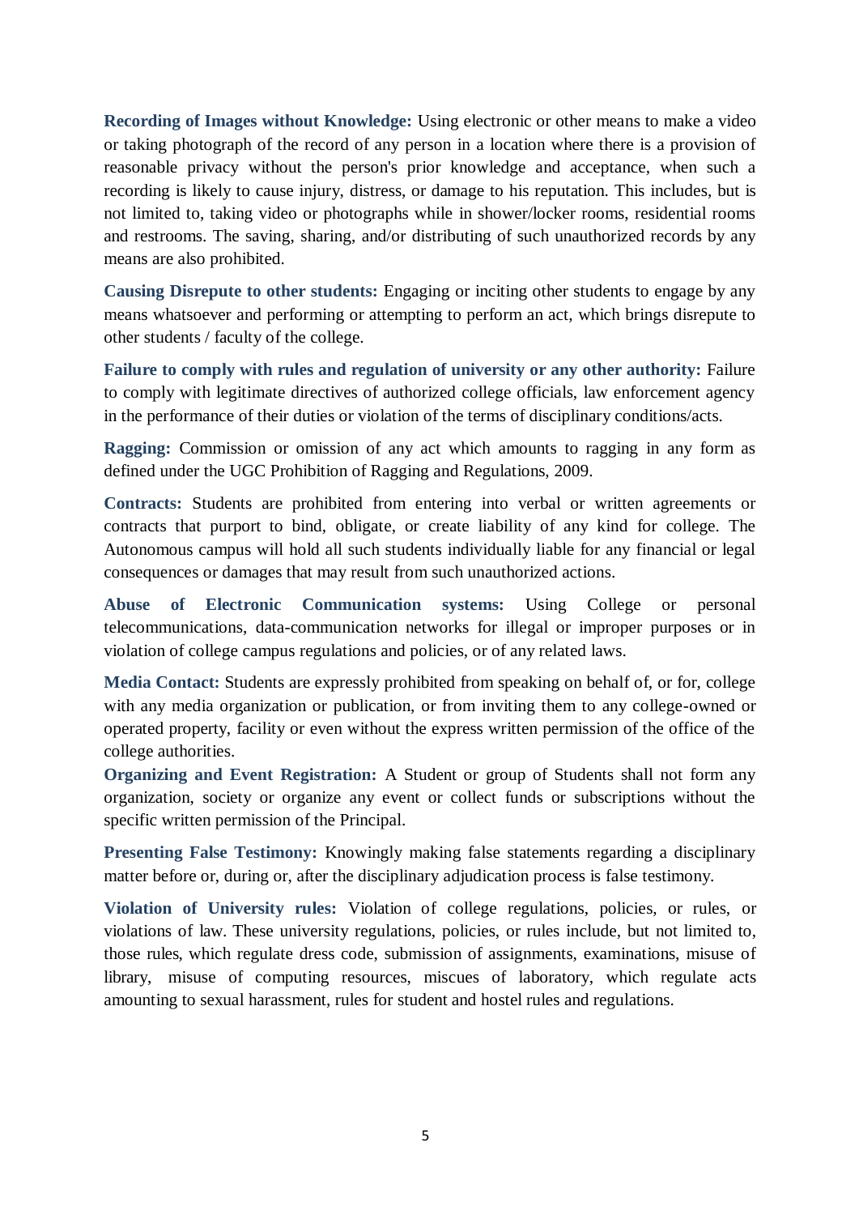**Recording of Images without Knowledge:** Using electronic or other means to make a video or taking photograph of the record of any person in a location where there is a provision of reasonable privacy without the person's prior knowledge and acceptance, when such a recording is likely to cause injury, distress, or damage to his reputation. This includes, but is not limited to, taking video or photographs while in shower/locker rooms, residential rooms and restrooms. The saving, sharing, and/or distributing of such unauthorized records by any means are also prohibited.

**Causing Disrepute to other students:** Engaging or inciting other students to engage by any means whatsoever and performing or attempting to perform an act, which brings disrepute to other students / faculty of the college.

**Failure to comply with rules and regulation of university or any other authority:** Failure to comply with legitimate directives of authorized college officials, law enforcement agency in the performance of their duties or violation of the terms of disciplinary conditions/acts.

**Ragging:** Commission or omission of any act which amounts to ragging in any form as defined under the UGC Prohibition of Ragging and Regulations, 2009.

**Contracts:** Students are prohibited from entering into verbal or written agreements or contracts that purport to bind, obligate, or create liability of any kind for college. The Autonomous campus will hold all such students individually liable for any financial or legal consequences or damages that may result from such unauthorized actions.

**Abuse of Electronic Communication systems:** Using College or personal telecommunications, data-communication networks for illegal or improper purposes or in violation of college campus regulations and policies, or of any related laws.

**Media Contact:** Students are expressly prohibited from speaking on behalf of, or for, college with any media organization or publication, or from inviting them to any college-owned or operated property, facility or even without the express written permission of the office of the college authorities.

**Organizing and Event Registration:** A Student or group of Students shall not form any organization, society or organize any event or collect funds or subscriptions without the specific written permission of the Principal.

**Presenting False Testimony:** Knowingly making false statements regarding a disciplinary matter before or, during or, after the disciplinary adjudication process is false testimony.

**Violation of University rules:** Violation of college regulations, policies, or rules, or violations of law. These university regulations, policies, or rules include, but not limited to, those rules, which regulate dress code, submission of assignments, examinations, misuse of library, misuse of computing resources, miscues of laboratory, which regulate acts amounting to sexual harassment, rules for student and hostel rules and regulations.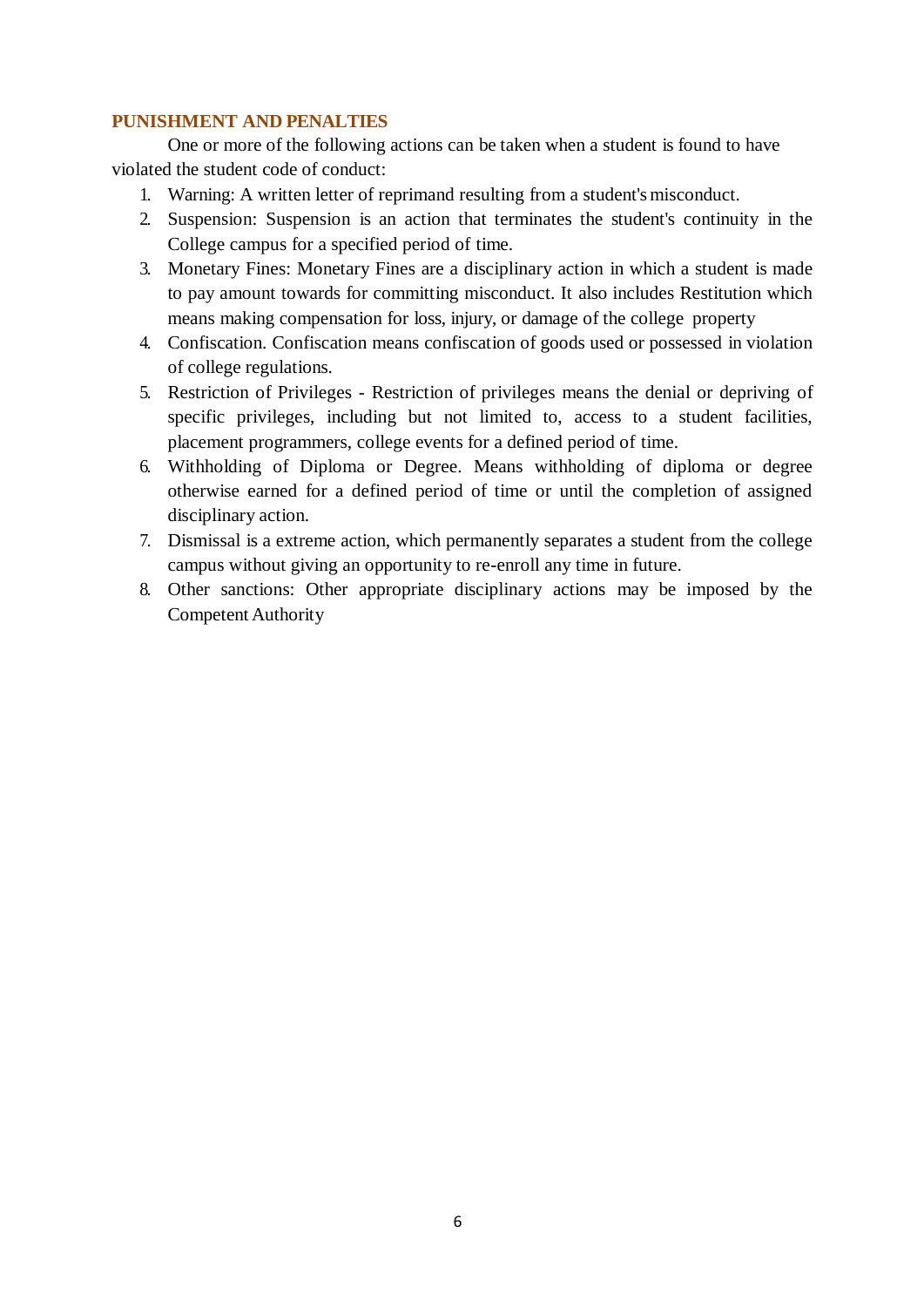## PUNISHMENT AND PENALTIES

One or more of the following actions can be taken when a student is found to have violated the student code of conduct:

1. Warning: A written letter of reprimand resulting from a student's misconduct.
2. Suspension: Suspension is an action that terminates the student's continuity in the College campus for a specified period of time.
3. Monetary Fines: Monetary Fines are a disciplinary action in which a student is made to pay amount towards for committing misconduct. It also includes Restitution which means making compensation for loss, injury, or damage of the college property
4. Confiscation. Confiscation means confiscation of goods used or possessed in violation of college regulations.
5. Restriction of Privileges - Restriction of privileges means the denial or depriving of specific privileges, including but not limited to, access to a student facilities, placement programmers, college events for a defined period of time.
6. Withholding of Diploma or Degree. Means withholding of diploma or degree otherwise earned for a defined period of time or until the completion of assigned disciplinary action.
7. Dismissal is a extreme action, which permanently separates a student from the college campus without giving an opportunity to re-enroll any time in future.
8. Other sanctions: Other appropriate disciplinary actions may be imposed by the Competent Authority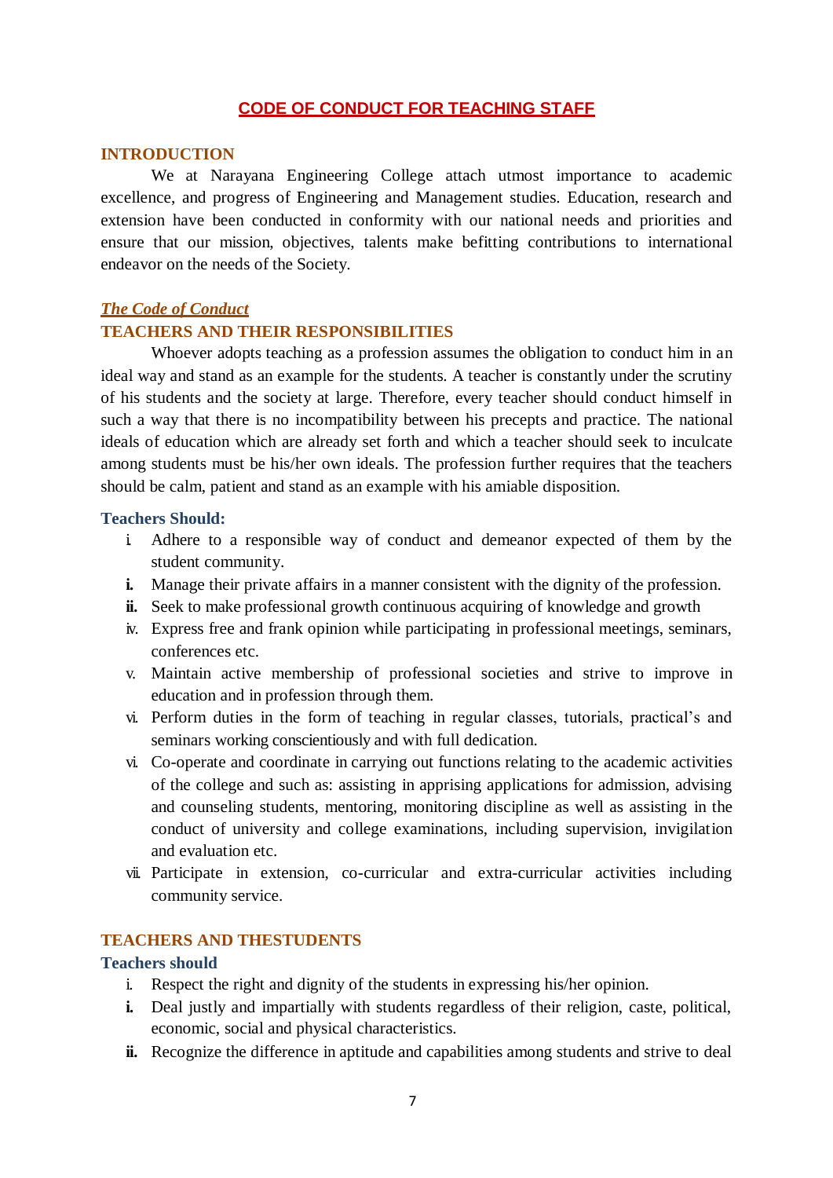## CODE OF CONDUCT FOR TEACHING STAFF

### INTRODUCTION

We at Narayana Engineering College attach utmost importance to academic excellence, and progress of Engineering and Management studies. Education, research and extension have been conducted in conformity with our national needs and priorities and ensure that our mission, objectives, talents make befitting contributions to international endeavor on the needs of the Society.

***The Code of Conduct***

### TEACHERS AND THEIR RESPONSIBILITIES

Whoever adopts teaching as a profession assumes the obligation to conduct him in an ideal way and stand as an example for the students. A teacher is constantly under the scrutiny of his students and the society at large. Therefore, every teacher should conduct himself in such a way that there is no incompatibility between his precepts and practice. The national ideals of education which are already set forth and which a teacher should seek to inculcate among students must be his/her own ideals. The profession further requires that the teachers should be calm, patient and stand as an example with his amiable disposition.

**Teachers Should:**

i. Adhere to a responsible way of conduct and demeanor expected of them by the student community.
**i.** Manage their private affairs in a manner consistent with the dignity of the profession.
**ii.** Seek to make professional growth continuous acquiring of knowledge and growth
iv. Express free and frank opinion while participating in professional meetings, seminars, conferences etc.
v. Maintain active membership of professional societies and strive to improve in education and in profession through them.
vi. Perform duties in the form of teaching in regular classes, tutorials, practical's and seminars working conscientiously and with full dedication.
vi. Co-operate and coordinate in carrying out functions relating to the academic activities of the college and such as: assisting in apprising applications for admission, advising and counseling students, mentoring, monitoring discipline as well as assisting in the conduct of university and college examinations, including supervision, invigilation and evaluation etc.
vii. Participate in extension, co-curricular and extra-curricular activities including community service.

### TEACHERS AND THESTUDENTS

**Teachers should**

i. Respect the right and dignity of the students in expressing his/her opinion.
**i.** Deal justly and impartially with students regardless of their religion, caste, political, economic, social and physical characteristics.
**ii.** Recognize the difference in aptitude and capabilities among students and strive to deal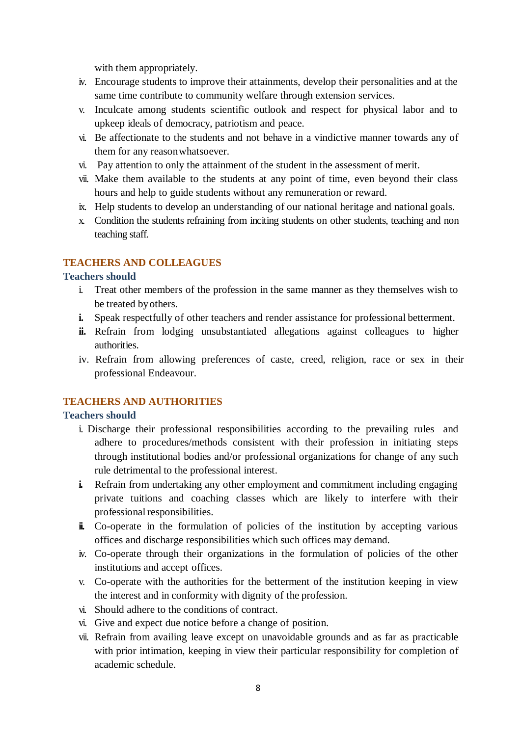with them appropriately.

iv. Encourage students to improve their attainments, develop their personalities and at the same time contribute to community welfare through extension services.

v. Inculcate among students scientific outlook and respect for physical labor and to upkeep ideals of democracy, patriotism and peace.

vi. Be affectionate to the students and not behave in a vindictive manner towards any of them for any reason whatsoever.

vi. Pay attention to only the attainment of the student in the assessment of merit.

vii. Make them available to the students at any point of time, even beyond their class hours and help to guide students without any remuneration or reward.

ix. Help students to develop an understanding of our national heritage and national goals.

x. Condition the students refraining from inciting students on other students, teaching and non teaching staff.

## TEACHERS AND COLLEAGUES

### Teachers should

i. Treat other members of the profession in the same manner as they themselves wish to be treated by others.

**i.** Speak respectfully of other teachers and render assistance for professional betterment.

**ii.** Refrain from lodging unsubstantiated allegations against colleagues to higher authorities.

iv. Refrain from allowing preferences of caste, creed, religion, race or sex in their professional Endeavour.

## TEACHERS AND AUTHORITIES

### Teachers should

i. Discharge their professional responsibilities according to the prevailing rules and adhere to procedures/methods consistent with their profession in initiating steps through institutional bodies and/or professional organizations for change of any such rule detrimental to the professional interest.

**i.** Refrain from undertaking any other employment and commitment including engaging private tuitions and coaching classes which are likely to interfere with their professional responsibilities.

**ii.** Co-operate in the formulation of policies of the institution by accepting various offices and discharge responsibilities which such offices may demand.

iv. Co-operate through their organizations in the formulation of policies of the other institutions and accept offices.

v. Co-operate with the authorities for the betterment of the institution keeping in view the interest and in conformity with dignity of the profession.

vi. Should adhere to the conditions of contract.

vi. Give and expect due notice before a change of position.

vii. Refrain from availing leave except on unavoidable grounds and as far as practicable with prior intimation, keeping in view their particular responsibility for completion of academic schedule.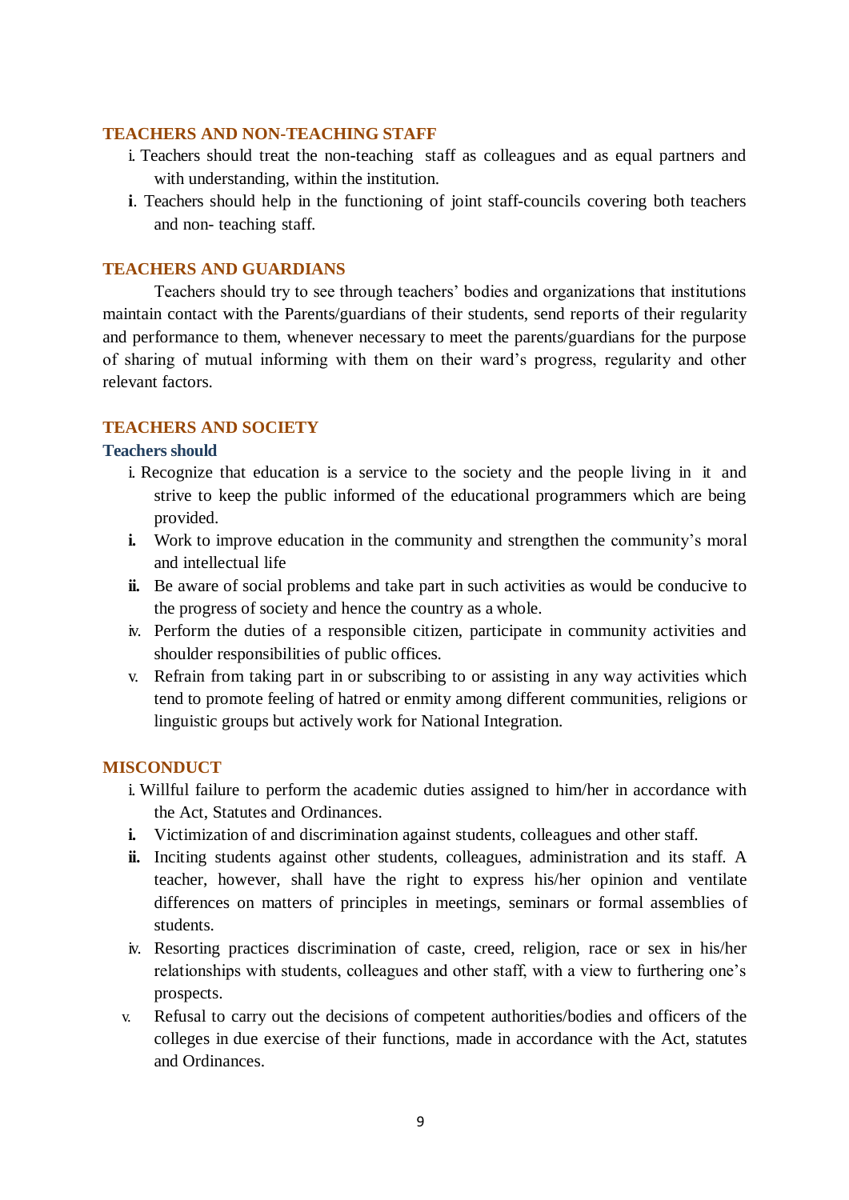## TEACHERS AND NON-TEACHING STAFF

i. Teachers should treat the non-teaching staff as colleagues and as equal partners and with understanding, within the institution.

**i**. Teachers should help in the functioning of joint staff-councils covering both teachers and non- teaching staff.

## TEACHERS AND GUARDIANS

Teachers should try to see through teachers' bodies and organizations that institutions maintain contact with the Parents/guardians of their students, send reports of their regularity and performance to them, whenever necessary to meet the parents/guardians for the purpose of sharing of mutual informing with them on their ward's progress, regularity and other relevant factors.

## TEACHERS AND SOCIETY

### Teachers should

i. Recognize that education is a service to the society and the people living in it and strive to keep the public informed of the educational programmers which are being provided.

**i.** Work to improve education in the community and strengthen the community's moral and intellectual life

**ii.** Be aware of social problems and take part in such activities as would be conducive to the progress of society and hence the country as a whole.

iv. Perform the duties of a responsible citizen, participate in community activities and shoulder responsibilities of public offices.

v. Refrain from taking part in or subscribing to or assisting in any way activities which tend to promote feeling of hatred or enmity among different communities, religions or linguistic groups but actively work for National Integration.

## MISCONDUCT

i. Willful failure to perform the academic duties assigned to him/her in accordance with the Act, Statutes and Ordinances.

**i.** Victimization of and discrimination against students, colleagues and other staff.

**ii.** Inciting students against other students, colleagues, administration and its staff. A teacher, however, shall have the right to express his/her opinion and ventilate differences on matters of principles in meetings, seminars or formal assemblies of students.

iv. Resorting practices discrimination of caste, creed, religion, race or sex in his/her relationships with students, colleagues and other staff, with a view to furthering one's prospects.

v. Refusal to carry out the decisions of competent authorities/bodies and officers of the colleges in due exercise of their functions, made in accordance with the Act, statutes and Ordinances.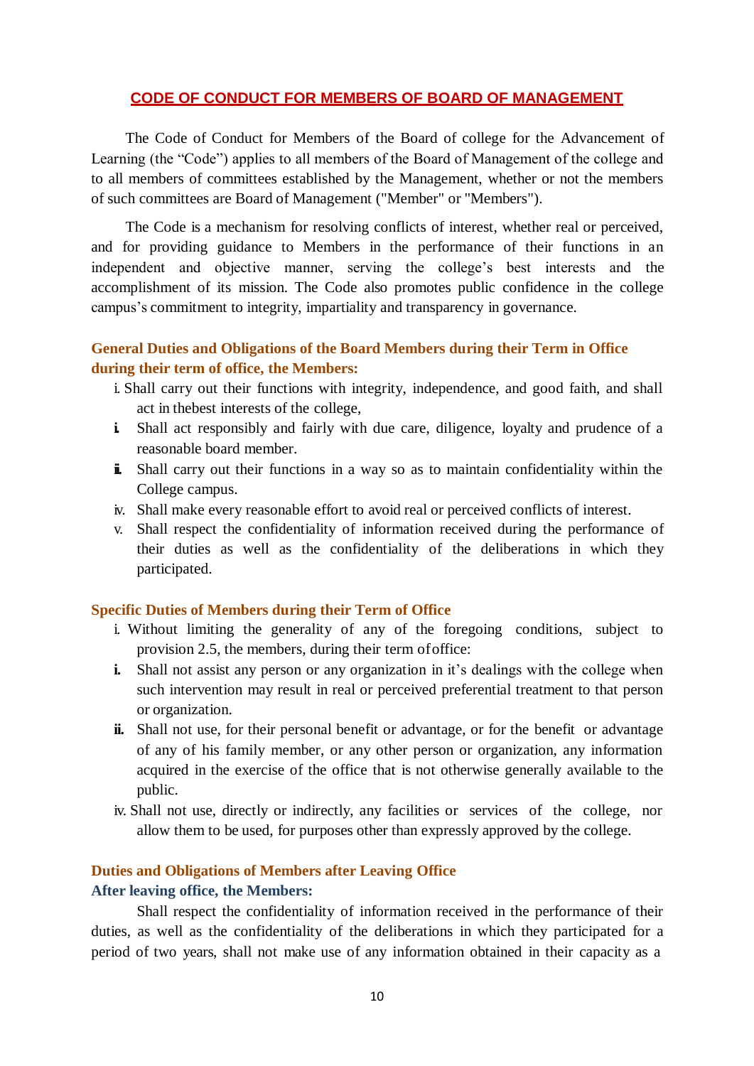## CODE OF CONDUCT FOR MEMBERS OF BOARD OF MANAGEMENT

The Code of Conduct for Members of the Board of college for the Advancement of Learning (the "Code") applies to all members of the Board of Management of the college and to all members of committees established by the Management, whether or not the members of such committees are Board of Management ("Member" or "Members").

The Code is a mechanism for resolving conflicts of interest, whether real or perceived, and for providing guidance to Members in the performance of their functions in an independent and objective manner, serving the college's best interests and the accomplishment of its mission. The Code also promotes public confidence in the college campus's commitment to integrity, impartiality and transparency in governance.

### General Duties and Obligations of the Board Members during their Term in Office during their term of office, the Members:

i. Shall carry out their functions with integrity, independence, and good faith, and shall act in thebest interests of the college,

i. Shall act responsibly and fairly with due care, diligence, loyalty and prudence of a reasonable board member.

ii. Shall carry out their functions in a way so as to maintain confidentiality within the College campus.

iv. Shall make every reasonable effort to avoid real or perceived conflicts of interest.

v. Shall respect the confidentiality of information received during the performance of their duties as well as the confidentiality of the deliberations in which they participated.

### Specific Duties of Members during their Term of Office

i. Without limiting the generality of any of the foregoing conditions, subject to provision 2.5, the members, during their term ofoffice:

i. Shall not assist any person or any organization in it's dealings with the college when such intervention may result in real or perceived preferential treatment to that person or organization.

ii. Shall not use, for their personal benefit or advantage, or for the benefit or advantage of any of his family member, or any other person or organization, any information acquired in the exercise of the office that is not otherwise generally available to the public.

iv. Shall not use, directly or indirectly, any facilities or services of the college, nor allow them to be used, for purposes other than expressly approved by the college.

### Duties and Obligations of Members after Leaving Office

**After leaving office, the Members:**

Shall respect the confidentiality of information received in the performance of their duties, as well as the confidentiality of the deliberations in which they participated for a period of two years, shall not make use of any information obtained in their capacity as a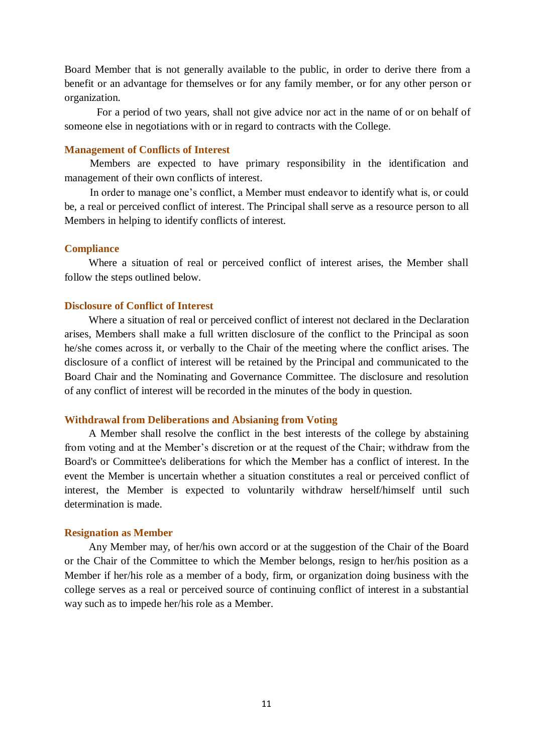Board Member that is not generally available to the public, in order to derive there from a benefit or an advantage for themselves or for any family member, or for any other person or organization.

For a period of two years, shall not give advice nor act in the name of or on behalf of someone else in negotiations with or in regard to contracts with the College.

### Management of Conflicts of Interest

Members are expected to have primary responsibility in the identification and management of their own conflicts of interest.

In order to manage one's conflict, a Member must endeavor to identify what is, or could be, a real or perceived conflict of interest. The Principal shall serve as a resource person to all Members in helping to identify conflicts of interest.

### Compliance

Where a situation of real or perceived conflict of interest arises, the Member shall follow the steps outlined below.

### Disclosure of Conflict of Interest

Where a situation of real or perceived conflict of interest not declared in the Declaration arises, Members shall make a full written disclosure of the conflict to the Principal as soon he/she comes across it, or verbally to the Chair of the meeting where the conflict arises. The disclosure of a conflict of interest will be retained by the Principal and communicated to the Board Chair and the Nominating and Governance Committee. The disclosure and resolution of any conflict of interest will be recorded in the minutes of the body in question.

### Withdrawal from Deliberations and Absianing from Voting

A Member shall resolve the conflict in the best interests of the college by abstaining from voting and at the Member's discretion or at the request of the Chair; withdraw from the Board's or Committee's deliberations for which the Member has a conflict of interest. In the event the Member is uncertain whether a situation constitutes a real or perceived conflict of interest, the Member is expected to voluntarily withdraw herself/himself until such determination is made.

### Resignation as Member

Any Member may, of her/his own accord or at the suggestion of the Chair of the Board or the Chair of the Committee to which the Member belongs, resign to her/his position as a Member if her/his role as a member of a body, firm, or organization doing business with the college serves as a real or perceived source of continuing conflict of interest in a substantial way such as to impede her/his role as a Member.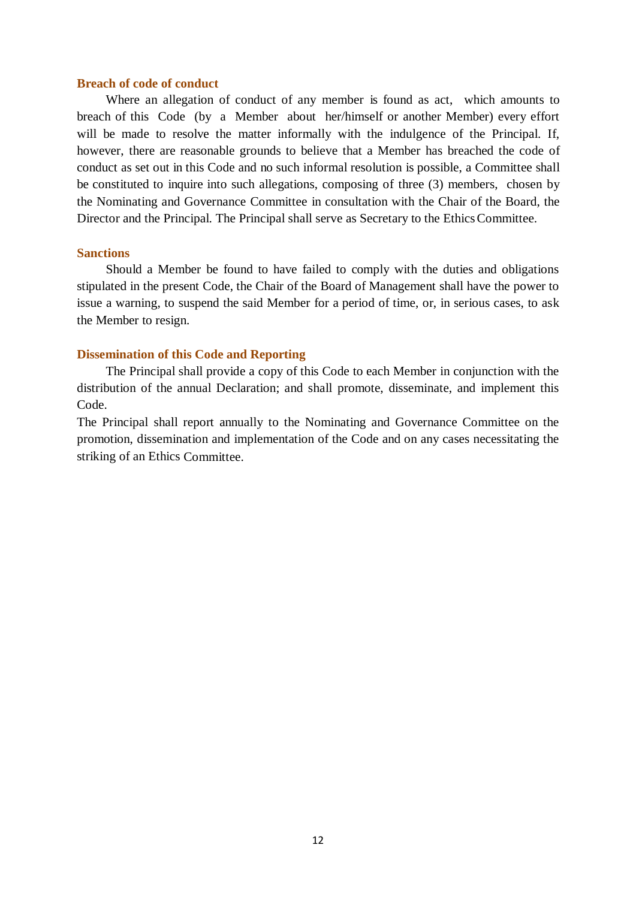### Breach of code of conduct

Where an allegation of conduct of any member is found as act, which amounts to breach of this Code (by a Member about her/himself or another Member) every effort will be made to resolve the matter informally with the indulgence of the Principal. If, however, there are reasonable grounds to believe that a Member has breached the code of conduct as set out in this Code and no such informal resolution is possible, a Committee shall be constituted to inquire into such allegations, composing of three (3) members, chosen by the Nominating and Governance Committee in consultation with the Chair of the Board, the Director and the Principal. The Principal shall serve as Secretary to the Ethics Committee.

### Sanctions

Should a Member be found to have failed to comply with the duties and obligations stipulated in the present Code, the Chair of the Board of Management shall have the power to issue a warning, to suspend the said Member for a period of time, or, in serious cases, to ask the Member to resign.

### Dissemination of this Code and Reporting

The Principal shall provide a copy of this Code to each Member in conjunction with the distribution of the annual Declaration; and shall promote, disseminate, and implement this Code.

The Principal shall report annually to the Nominating and Governance Committee on the promotion, dissemination and implementation of the Code and on any cases necessitating the striking of an Ethics Committee.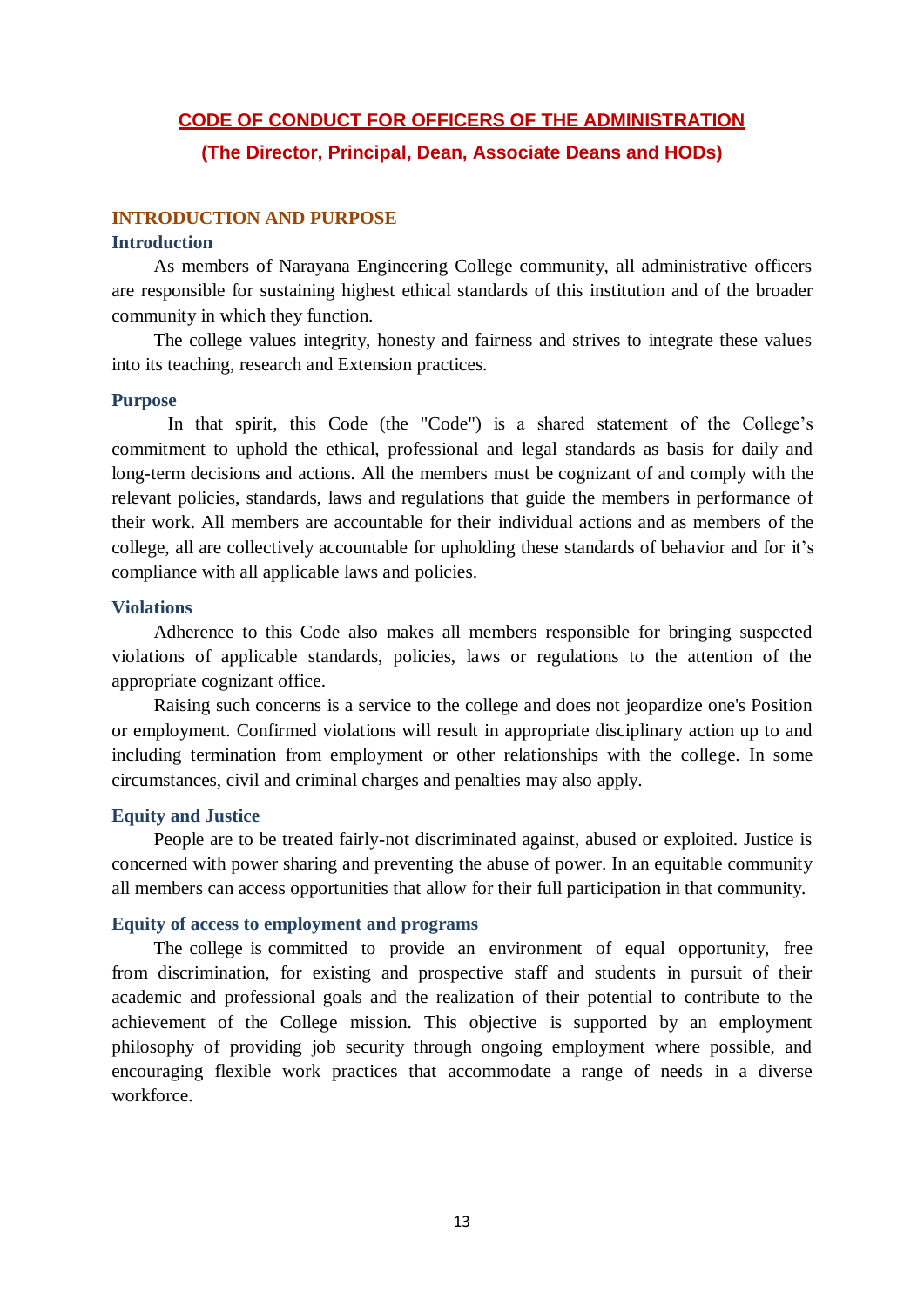# CODE OF CONDUCT FOR OFFICERS OF THE ADMINISTRATION

**(The Director, Principal, Dean, Associate Deans and HODs)**

## INTRODUCTION AND PURPOSE

### Introduction

As members of Narayana Engineering College community, all administrative officers are responsible for sustaining highest ethical standards of this institution and of the broader community in which they function.

The college values integrity, honesty and fairness and strives to integrate these values into its teaching, research and Extension practices.

### Purpose

In that spirit, this Code (the "Code") is a shared statement of the College's commitment to uphold the ethical, professional and legal standards as basis for daily and long-term decisions and actions. All the members must be cognizant of and comply with the relevant policies, standards, laws and regulations that guide the members in performance of their work. All members are accountable for their individual actions and as members of the college, all are collectively accountable for upholding these standards of behavior and for it's compliance with all applicable laws and policies.

### Violations

Adherence to this Code also makes all members responsible for bringing suspected violations of applicable standards, policies, laws or regulations to the attention of the appropriate cognizant office.

Raising such concerns is a service to the college and does not jeopardize one's Position or employment. Confirmed violations will result in appropriate disciplinary action up to and including termination from employment or other relationships with the college. In some circumstances, civil and criminal charges and penalties may also apply.

### Equity and Justice

People are to be treated fairly-not discriminated against, abused or exploited. Justice is concerned with power sharing and preventing the abuse of power. In an equitable community all members can access opportunities that allow for their full participation in that community.

### Equity of access to employment and programs

The college is committed to provide an environment of equal opportunity, free from discrimination, for existing and prospective staff and students in pursuit of their academic and professional goals and the realization of their potential to contribute to the achievement of the College mission. This objective is supported by an employment philosophy of providing job security through ongoing employment where possible, and encouraging flexible work practices that accommodate a range of needs in a diverse workforce.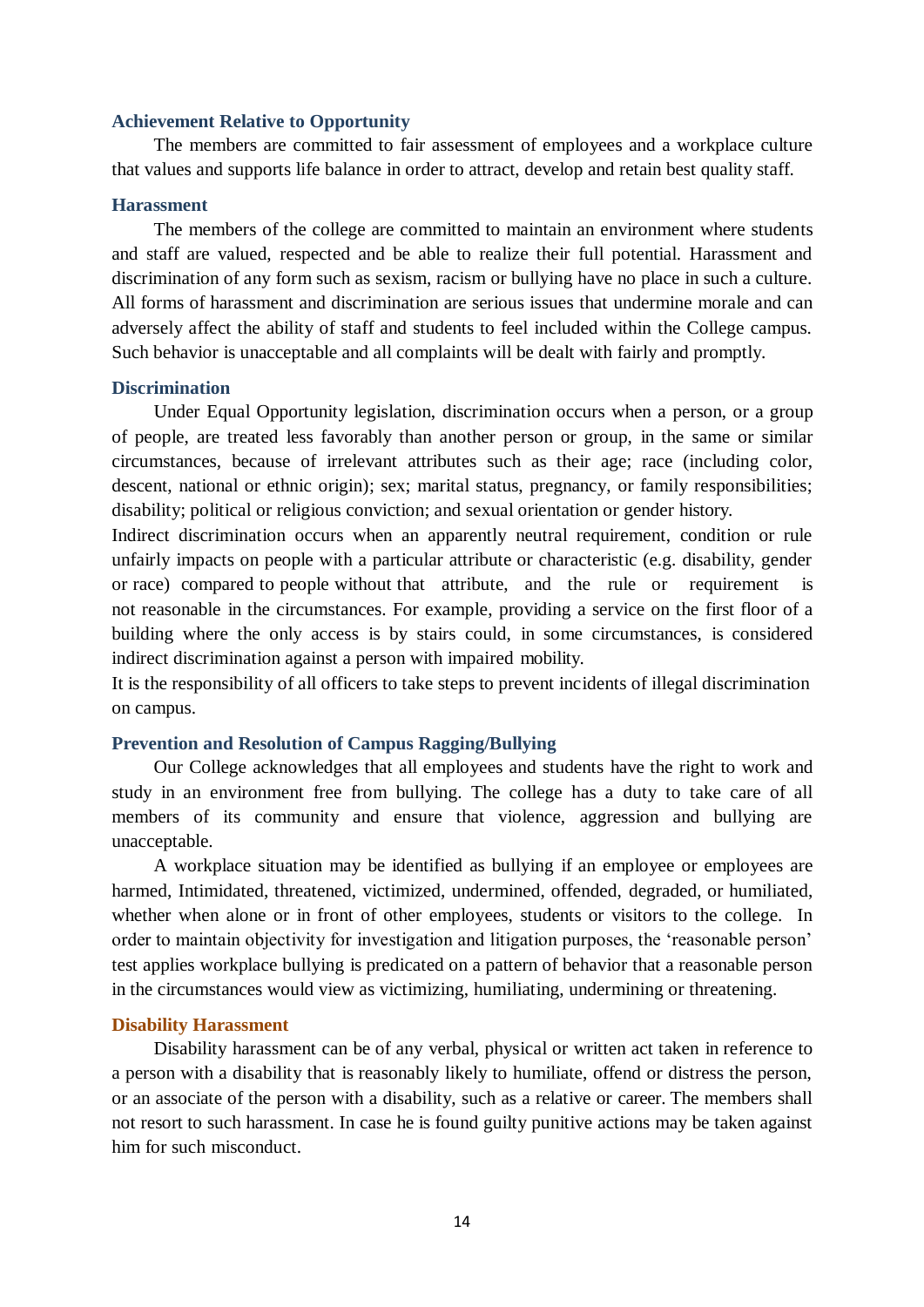### Achievement Relative to Opportunity

The members are committed to fair assessment of employees and a workplace culture that values and supports life balance in order to attract, develop and retain best quality staff.

### Harassment

The members of the college are committed to maintain an environment where students and staff are valued, respected and be able to realize their full potential. Harassment and discrimination of any form such as sexism, racism or bullying have no place in such a culture. All forms of harassment and discrimination are serious issues that undermine morale and can adversely affect the ability of staff and students to feel included within the College campus. Such behavior is unacceptable and all complaints will be dealt with fairly and promptly.

### Discrimination

Under Equal Opportunity legislation, discrimination occurs when a person, or a group of people, are treated less favorably than another person or group, in the same or similar circumstances, because of irrelevant attributes such as their age; race (including color, descent, national or ethnic origin); sex; marital status, pregnancy, or family responsibilities; disability; political or religious conviction; and sexual orientation or gender history.

Indirect discrimination occurs when an apparently neutral requirement, condition or rule unfairly impacts on people with a particular attribute or characteristic (e.g. disability, gender or race) compared to people without that attribute, and the rule or requirement is not reasonable in the circumstances. For example, providing a service on the first floor of a building where the only access is by stairs could, in some circumstances, is considered indirect discrimination against a person with impaired mobility.

It is the responsibility of all officers to take steps to prevent incidents of illegal discrimination on campus.

### Prevention and Resolution of Campus Ragging/Bullying

Our College acknowledges that all employees and students have the right to work and study in an environment free from bullying. The college has a duty to take care of all members of its community and ensure that violence, aggression and bullying are unacceptable.

A workplace situation may be identified as bullying if an employee or employees are harmed, Intimidated, threatened, victimized, undermined, offended, degraded, or humiliated, whether when alone or in front of other employees, students or visitors to the college. In order to maintain objectivity for investigation and litigation purposes, the 'reasonable person' test applies workplace bullying is predicated on a pattern of behavior that a reasonable person in the circumstances would view as victimizing, humiliating, undermining or threatening.

### Disability Harassment

Disability harassment can be of any verbal, physical or written act taken in reference to a person with a disability that is reasonably likely to humiliate, offend or distress the person, or an associate of the person with a disability, such as a relative or career. The members shall not resort to such harassment. In case he is found guilty punitive actions may be taken against him for such misconduct.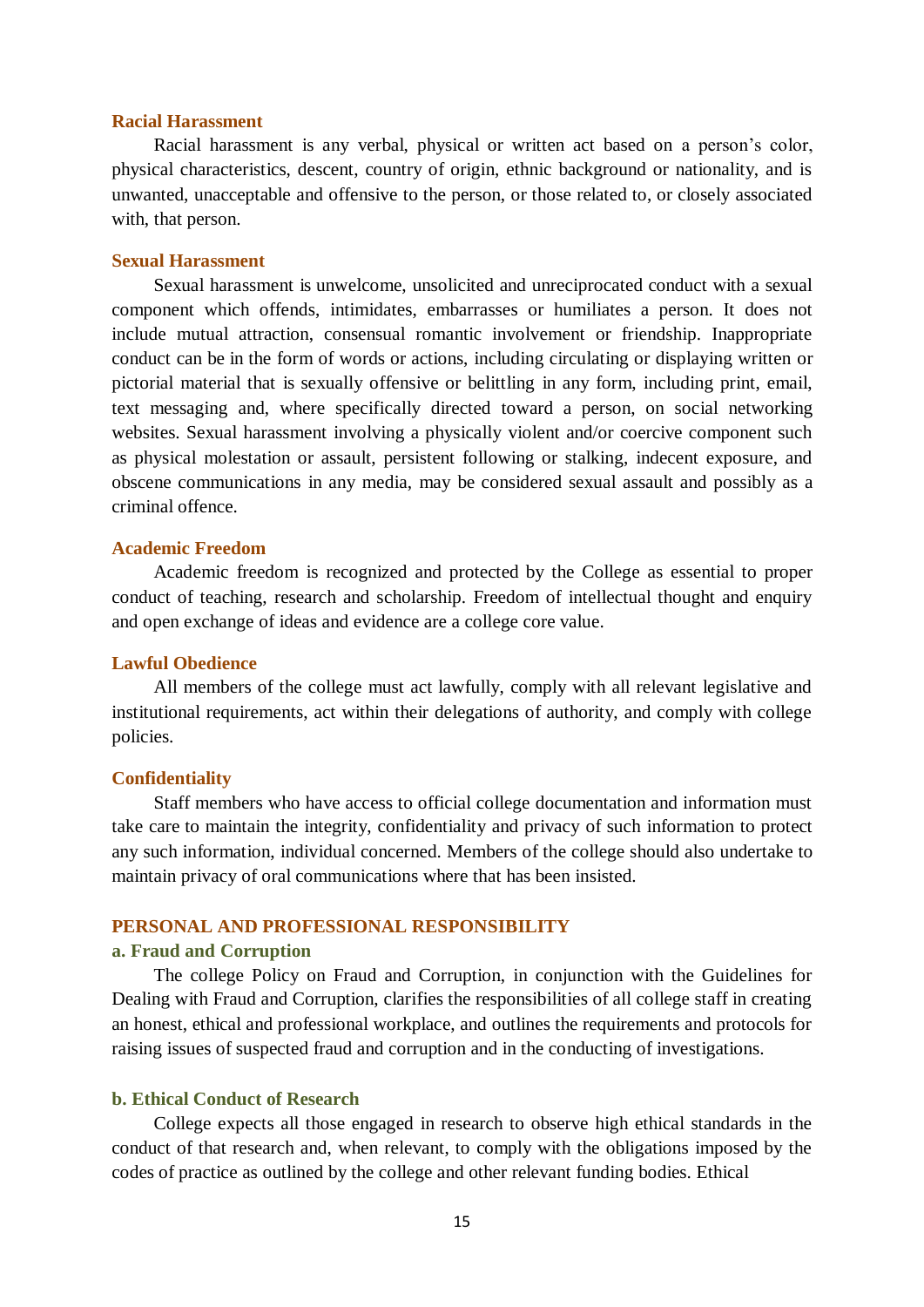### Racial Harassment

Racial harassment is any verbal, physical or written act based on a person's color, physical characteristics, descent, country of origin, ethnic background or nationality, and is unwanted, unacceptable and offensive to the person, or those related to, or closely associated with, that person.

### Sexual Harassment

Sexual harassment is unwelcome, unsolicited and unreciprocated conduct with a sexual component which offends, intimidates, embarrasses or humiliates a person. It does not include mutual attraction, consensual romantic involvement or friendship. Inappropriate conduct can be in the form of words or actions, including circulating or displaying written or pictorial material that is sexually offensive or belittling in any form, including print, email, text messaging and, where specifically directed toward a person, on social networking websites. Sexual harassment involving a physically violent and/or coercive component such as physical molestation or assault, persistent following or stalking, indecent exposure, and obscene communications in any media, may be considered sexual assault and possibly as a criminal offence.

### Academic Freedom

Academic freedom is recognized and protected by the College as essential to proper conduct of teaching, research and scholarship. Freedom of intellectual thought and enquiry and open exchange of ideas and evidence are a college core value.

### Lawful Obedience

All members of the college must act lawfully, comply with all relevant legislative and institutional requirements, act within their delegations of authority, and comply with college policies.

### Confidentiality

Staff members who have access to official college documentation and information must take care to maintain the integrity, confidentiality and privacy of such information to protect any such information, individual concerned. Members of the college should also undertake to maintain privacy of oral communications where that has been insisted.

## PERSONAL AND PROFESSIONAL RESPONSIBILITY

### a. Fraud and Corruption

The college Policy on Fraud and Corruption, in conjunction with the Guidelines for Dealing with Fraud and Corruption, clarifies the responsibilities of all college staff in creating an honest, ethical and professional workplace, and outlines the requirements and protocols for raising issues of suspected fraud and corruption and in the conducting of investigations.

### b. Ethical Conduct of Research

College expects all those engaged in research to observe high ethical standards in the conduct of that research and, when relevant, to comply with the obligations imposed by the codes of practice as outlined by the college and other relevant funding bodies. Ethical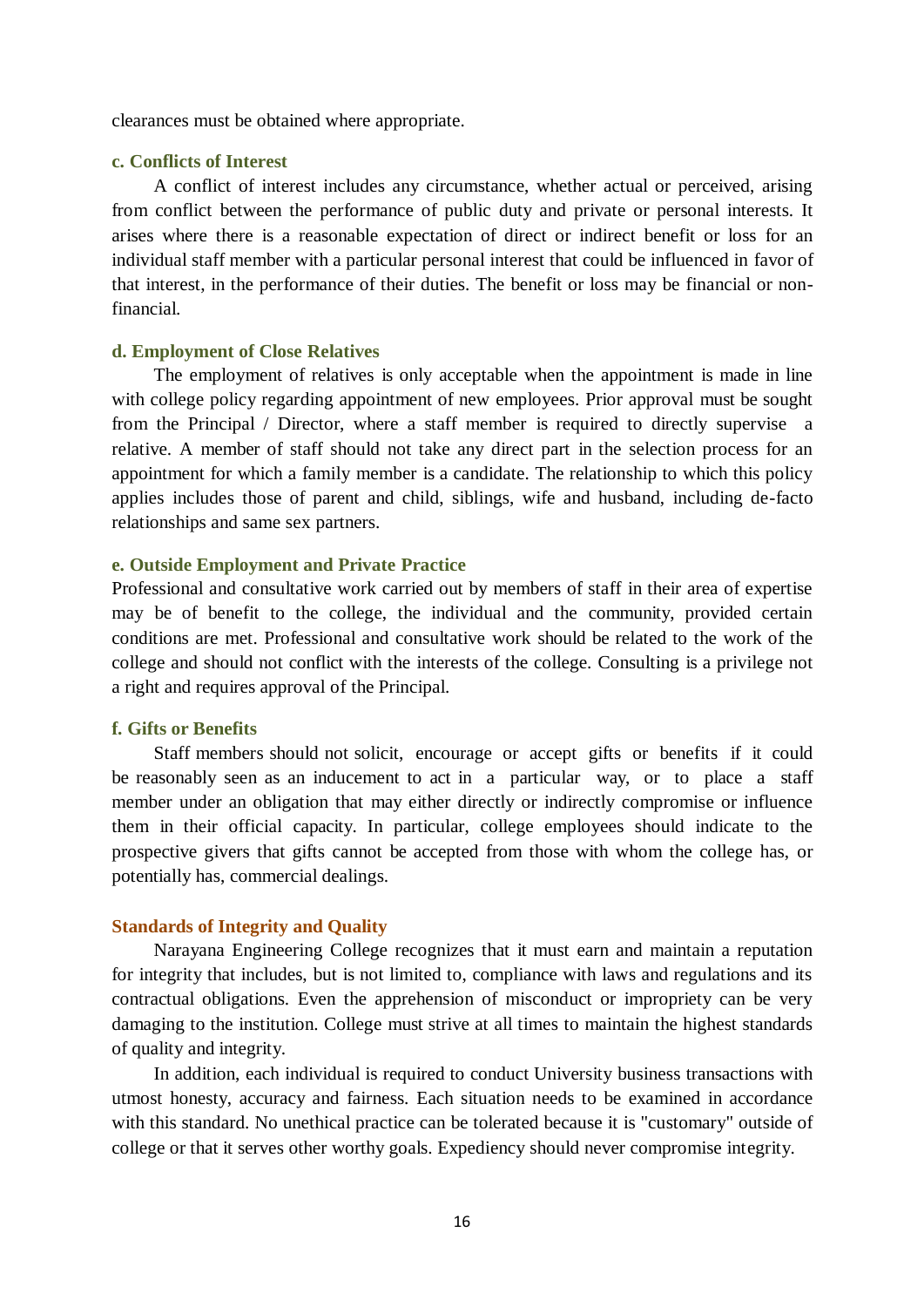clearances must be obtained where appropriate.

### c. Conflicts of Interest

A conflict of interest includes any circumstance, whether actual or perceived, arising from conflict between the performance of public duty and private or personal interests. It arises where there is a reasonable expectation of direct or indirect benefit or loss for an individual staff member with a particular personal interest that could be influenced in favor of that interest, in the performance of their duties. The benefit or loss may be financial or non-financial.

### d. Employment of Close Relatives

The employment of relatives is only acceptable when the appointment is made in line with college policy regarding appointment of new employees. Prior approval must be sought from the Principal / Director, where a staff member is required to directly supervise a relative. A member of staff should not take any direct part in the selection process for an appointment for which a family member is a candidate. The relationship to which this policy applies includes those of parent and child, siblings, wife and husband, including de-facto relationships and same sex partners.

### e. Outside Employment and Private Practice

Professional and consultative work carried out by members of staff in their area of expertise may be of benefit to the college, the individual and the community, provided certain conditions are met. Professional and consultative work should be related to the work of the college and should not conflict with the interests of the college. Consulting is a privilege not a right and requires approval of the Principal.

### f. Gifts or Benefits

Staff members should not solicit, encourage or accept gifts or benefits if it could be reasonably seen as an inducement to act in a particular way, or to place a staff member under an obligation that may either directly or indirectly compromise or influence them in their official capacity. In particular, college employees should indicate to the prospective givers that gifts cannot be accepted from those with whom the college has, or potentially has, commercial dealings.

## Standards of Integrity and Quality

Narayana Engineering College recognizes that it must earn and maintain a reputation for integrity that includes, but is not limited to, compliance with laws and regulations and its contractual obligations. Even the apprehension of misconduct or impropriety can be very damaging to the institution. College must strive at all times to maintain the highest standards of quality and integrity.

In addition, each individual is required to conduct University business transactions with utmost honesty, accuracy and fairness. Each situation needs to be examined in accordance with this standard. No unethical practice can be tolerated because it is "customary" outside of college or that it serves other worthy goals. Expediency should never compromise integrity.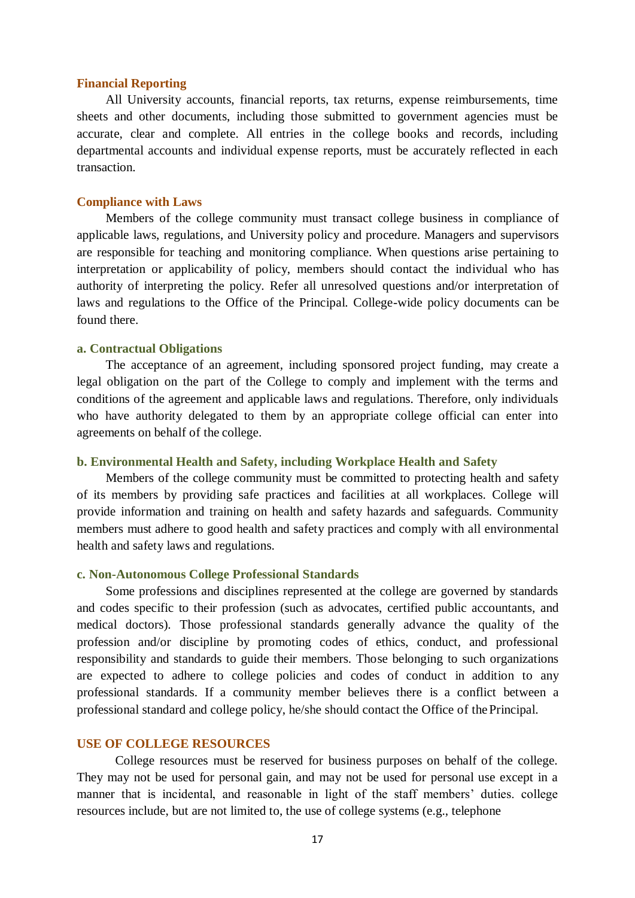### Financial Reporting

All University accounts, financial reports, tax returns, expense reimbursements, time sheets and other documents, including those submitted to government agencies must be accurate, clear and complete. All entries in the college books and records, including departmental accounts and individual expense reports, must be accurately reflected in each transaction.

### Compliance with Laws

Members of the college community must transact college business in compliance of applicable laws, regulations, and University policy and procedure. Managers and supervisors are responsible for teaching and monitoring compliance. When questions arise pertaining to interpretation or applicability of policy, members should contact the individual who has authority of interpreting the policy. Refer all unresolved questions and/or interpretation of laws and regulations to the Office of the Principal. College-wide policy documents can be found there.

#### a. Contractual Obligations

The acceptance of an agreement, including sponsored project funding, may create a legal obligation on the part of the College to comply and implement with the terms and conditions of the agreement and applicable laws and regulations. Therefore, only individuals who have authority delegated to them by an appropriate college official can enter into agreements on behalf of the college.

#### b. Environmental Health and Safety, including Workplace Health and Safety

Members of the college community must be committed to protecting health and safety of its members by providing safe practices and facilities at all workplaces. College will provide information and training on health and safety hazards and safeguards. Community members must adhere to good health and safety practices and comply with all environmental health and safety laws and regulations.

#### c. Non-Autonomous College Professional Standards

Some professions and disciplines represented at the college are governed by standards and codes specific to their profession (such as advocates, certified public accountants, and medical doctors). Those professional standards generally advance the quality of the profession and/or discipline by promoting codes of ethics, conduct, and professional responsibility and standards to guide their members. Those belonging to such organizations are expected to adhere to college policies and codes of conduct in addition to any professional standards. If a community member believes there is a conflict between a professional standard and college policy, he/she should contact the Office of the Principal.

### USE OF COLLEGE RESOURCES

College resources must be reserved for business purposes on behalf of the college. They may not be used for personal gain, and may not be used for personal use except in a manner that is incidental, and reasonable in light of the staff members' duties. college resources include, but are not limited to, the use of college systems (e.g., telephone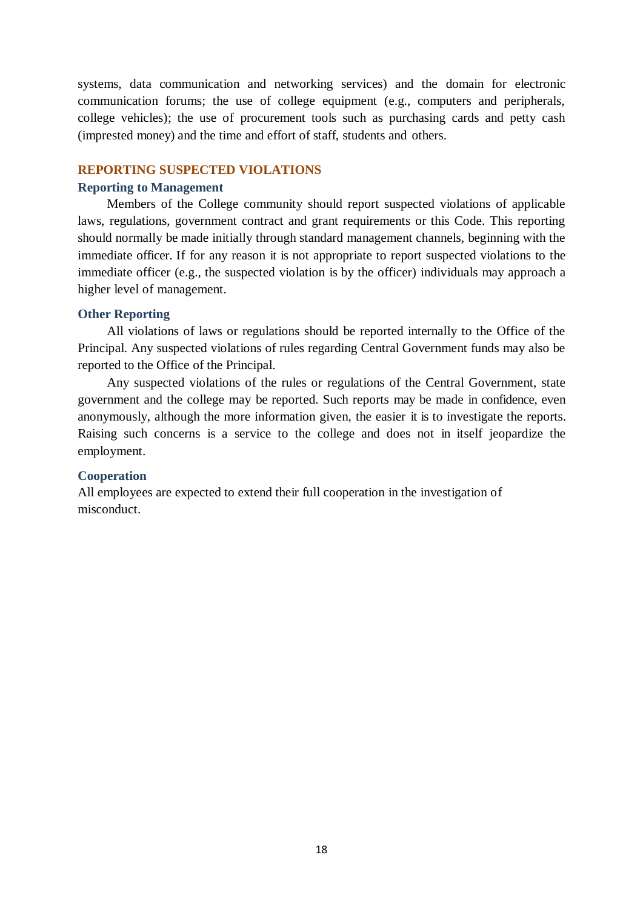systems, data communication and networking services) and the domain for electronic communication forums; the use of college equipment (e.g., computers and peripherals, college vehicles); the use of procurement tools such as purchasing cards and petty cash (imprested money) and the time and effort of staff, students and others.

## REPORTING SUSPECTED VIOLATIONS

### Reporting to Management

Members of the College community should report suspected violations of applicable laws, regulations, government contract and grant requirements or this Code. This reporting should normally be made initially through standard management channels, beginning with the immediate officer. If for any reason it is not appropriate to report suspected violations to the immediate officer (e.g., the suspected violation is by the officer) individuals may approach a higher level of management.

### Other Reporting

All violations of laws or regulations should be reported internally to the Office of the Principal. Any suspected violations of rules regarding Central Government funds may also be reported to the Office of the Principal.

Any suspected violations of the rules or regulations of the Central Government, state government and the college may be reported. Such reports may be made in confidence, even anonymously, although the more information given, the easier it is to investigate the reports. Raising such concerns is a service to the college and does not in itself jeopardize the employment.

### Cooperation

All employees are expected to extend their full cooperation in the investigation of misconduct.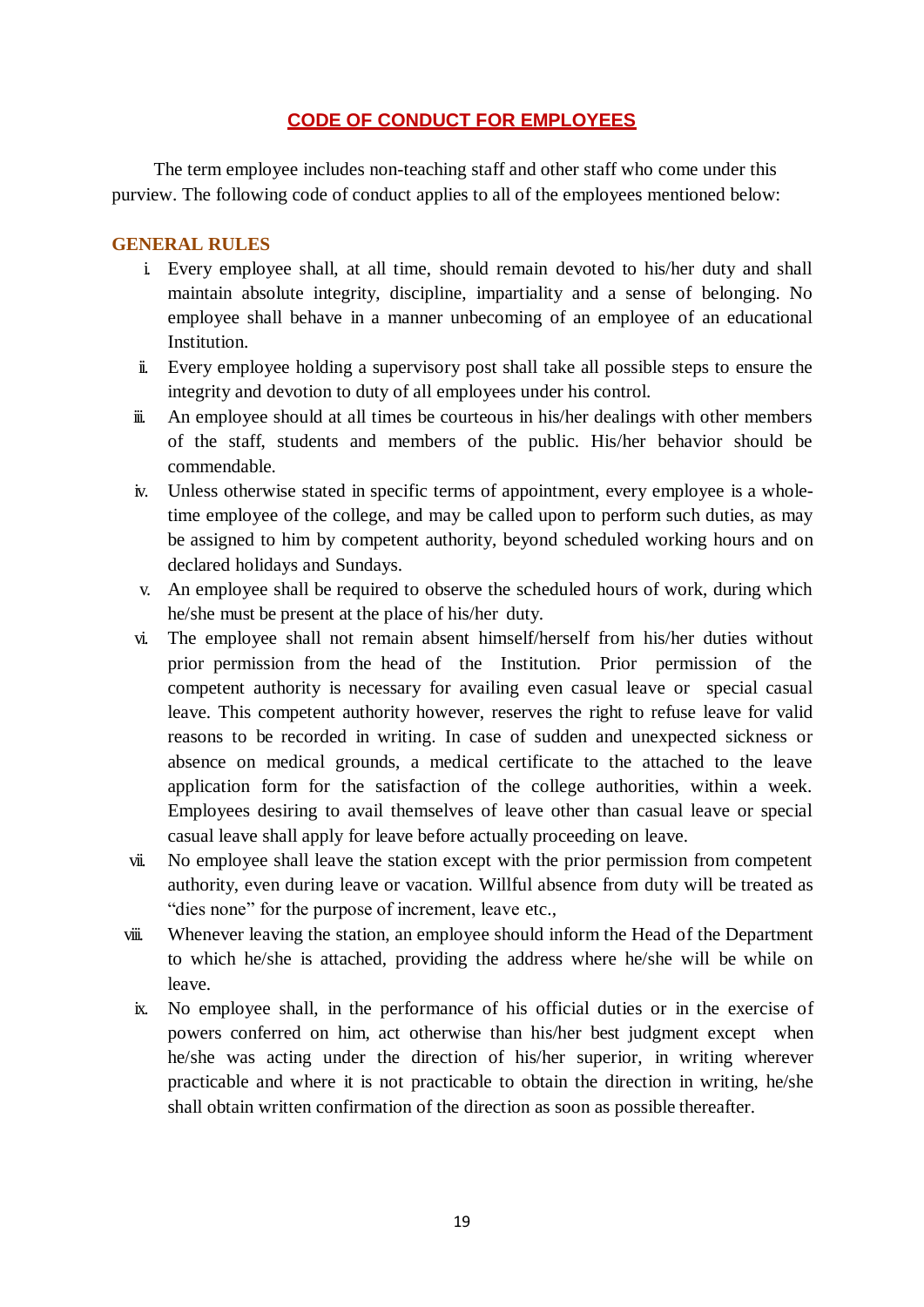## CODE OF CONDUCT FOR EMPLOYEES

The term employee includes non-teaching staff and other staff who come under this purview. The following code of conduct applies to all of the employees mentioned below:

### GENERAL RULES

i. Every employee shall, at all time, should remain devoted to his/her duty and shall maintain absolute integrity, discipline, impartiality and a sense of belonging. No employee shall behave in a manner unbecoming of an employee of an educational Institution.

ii. Every employee holding a supervisory post shall take all possible steps to ensure the integrity and devotion to duty of all employees under his control.

iii. An employee should at all times be courteous in his/her dealings with other members of the staff, students and members of the public. His/her behavior should be commendable.

iv. Unless otherwise stated in specific terms of appointment, every employee is a whole-time employee of the college, and may be called upon to perform such duties, as may be assigned to him by competent authority, beyond scheduled working hours and on declared holidays and Sundays.

v. An employee shall be required to observe the scheduled hours of work, during which he/she must be present at the place of his/her duty.

vi. The employee shall not remain absent himself/herself from his/her duties without prior permission from the head of the Institution. Prior permission of the competent authority is necessary for availing even casual leave or special casual leave. This competent authority however, reserves the right to refuse leave for valid reasons to be recorded in writing. In case of sudden and unexpected sickness or absence on medical grounds, a medical certificate to the attached to the leave application form for the satisfaction of the college authorities, within a week. Employees desiring to avail themselves of leave other than casual leave or special casual leave shall apply for leave before actually proceeding on leave.

vii. No employee shall leave the station except with the prior permission from competent authority, even during leave or vacation. Willful absence from duty will be treated as "dies none" for the purpose of increment, leave etc.,

viii. Whenever leaving the station, an employee should inform the Head of the Department to which he/she is attached, providing the address where he/she will be while on leave.

ix. No employee shall, in the performance of his official duties or in the exercise of powers conferred on him, act otherwise than his/her best judgment except when he/she was acting under the direction of his/her superior, in writing wherever practicable and where it is not practicable to obtain the direction in writing, he/she shall obtain written confirmation of the direction as soon as possible thereafter.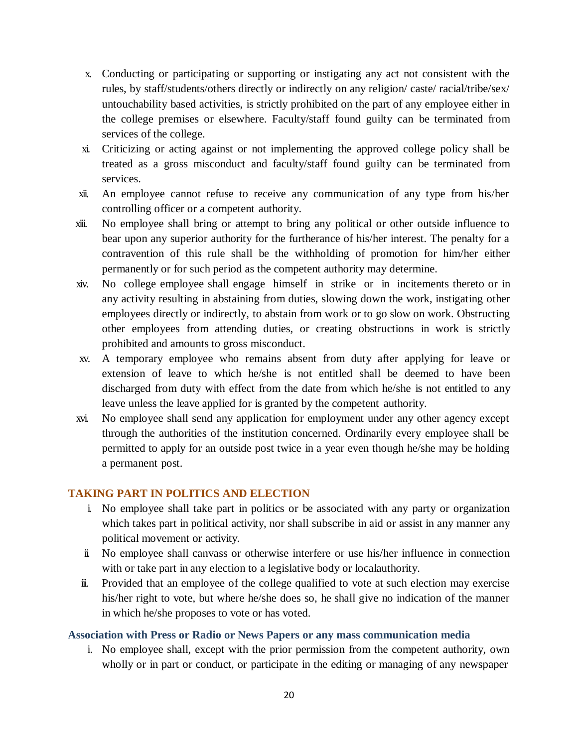x. Conducting or participating or supporting or instigating any act not consistent with the rules, by staff/students/others directly or indirectly on any religion/ caste/ racial/tribe/sex/ untouchability based activities, is strictly prohibited on the part of any employee either in the college premises or elsewhere. Faculty/staff found guilty can be terminated from services of the college.

xi. Criticizing or acting against or not implementing the approved college policy shall be treated as a gross misconduct and faculty/staff found guilty can be terminated from services.

xii. An employee cannot refuse to receive any communication of any type from his/her controlling officer or a competent authority.

xiii. No employee shall bring or attempt to bring any political or other outside influence to bear upon any superior authority for the furtherance of his/her interest. The penalty for a contravention of this rule shall be the withholding of promotion for him/her either permanently or for such period as the competent authority may determine.

xiv. No college employee shall engage himself in strike or in incitements thereto or in any activity resulting in abstaining from duties, slowing down the work, instigating other employees directly or indirectly, to abstain from work or to go slow on work. Obstructing other employees from attending duties, or creating obstructions in work is strictly prohibited and amounts to gross misconduct.

xv. A temporary employee who remains absent from duty after applying for leave or extension of leave to which he/she is not entitled shall be deemed to have been discharged from duty with effect from the date from which he/she is not entitled to any leave unless the leave applied for is granted by the competent authority.

xvi. No employee shall send any application for employment under any other agency except through the authorities of the institution concerned. Ordinarily every employee shall be permitted to apply for an outside post twice in a year even though he/she may be holding a permanent post.

## TAKING PART IN POLITICS AND ELECTION

i. No employee shall take part in politics or be associated with any party or organization which takes part in political activity, nor shall subscribe in aid or assist in any manner any political movement or activity.

ii. No employee shall canvass or otherwise interfere or use his/her influence in connection with or take part in any election to a legislative body or localauthority.

iii. Provided that an employee of the college qualified to vote at such election may exercise his/her right to vote, but where he/she does so, he shall give no indication of the manner in which he/she proposes to vote or has voted.

## Association with Press or Radio or News Papers or any mass communication media

i. No employee shall, except with the prior permission from the competent authority, own wholly or in part or conduct, or participate in the editing or managing of any newspaper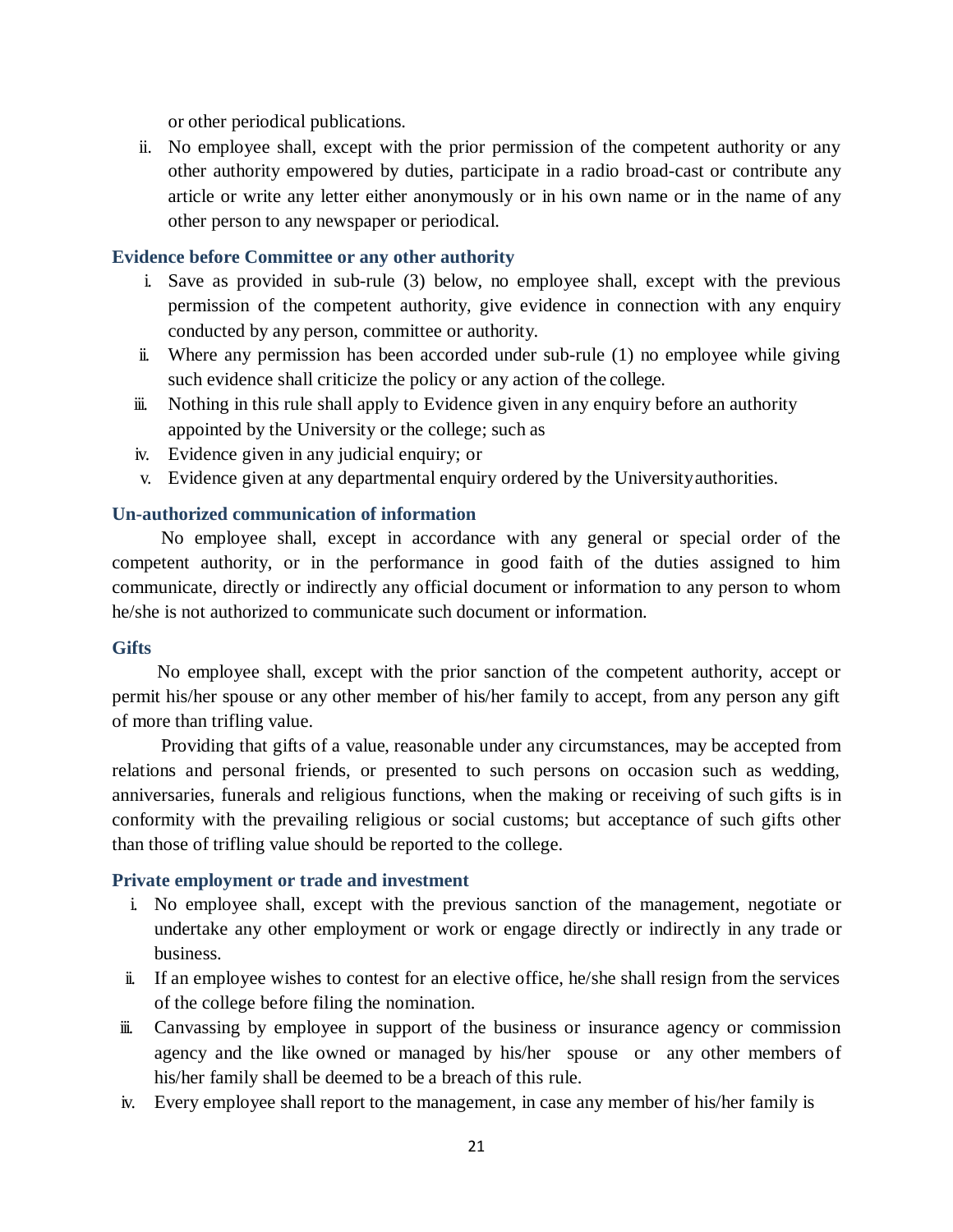or other periodical publications.

ii. No employee shall, except with the prior permission of the competent authority or any other authority empowered by duties, participate in a radio broad-cast or contribute any article or write any letter either anonymously or in his own name or in the name of any other person to any newspaper or periodical.

### Evidence before Committee or any other authority

i. Save as provided in sub-rule (3) below, no employee shall, except with the previous permission of the competent authority, give evidence in connection with any enquiry conducted by any person, committee or authority.
ii. Where any permission has been accorded under sub-rule (1) no employee while giving such evidence shall criticize the policy or any action of the college.
iii. Nothing in this rule shall apply to Evidence given in any enquiry before an authority appointed by the University or the college; such as
iv. Evidence given in any judicial enquiry; or
v. Evidence given at any departmental enquiry ordered by the University authorities.

### Un-authorized communication of information

No employee shall, except in accordance with any general or special order of the competent authority, or in the performance in good faith of the duties assigned to him communicate, directly or indirectly any official document or information to any person to whom he/she is not authorized to communicate such document or information.

### Gifts

No employee shall, except with the prior sanction of the competent authority, accept or permit his/her spouse or any other member of his/her family to accept, from any person any gift of more than trifling value.

Providing that gifts of a value, reasonable under any circumstances, may be accepted from relations and personal friends, or presented to such persons on occasion such as wedding, anniversaries, funerals and religious functions, when the making or receiving of such gifts is in conformity with the prevailing religious or social customs; but acceptance of such gifts other than those of trifling value should be reported to the college.

### Private employment or trade and investment

i. No employee shall, except with the previous sanction of the management, negotiate or undertake any other employment or work or engage directly or indirectly in any trade or business.
ii. If an employee wishes to contest for an elective office, he/she shall resign from the services of the college before filing the nomination.
iii. Canvassing by employee in support of the business or insurance agency or commission agency and the like owned or managed by his/her spouse or any other members of his/her family shall be deemed to be a breach of this rule.
iv. Every employee shall report to the management, in case any member of his/her family is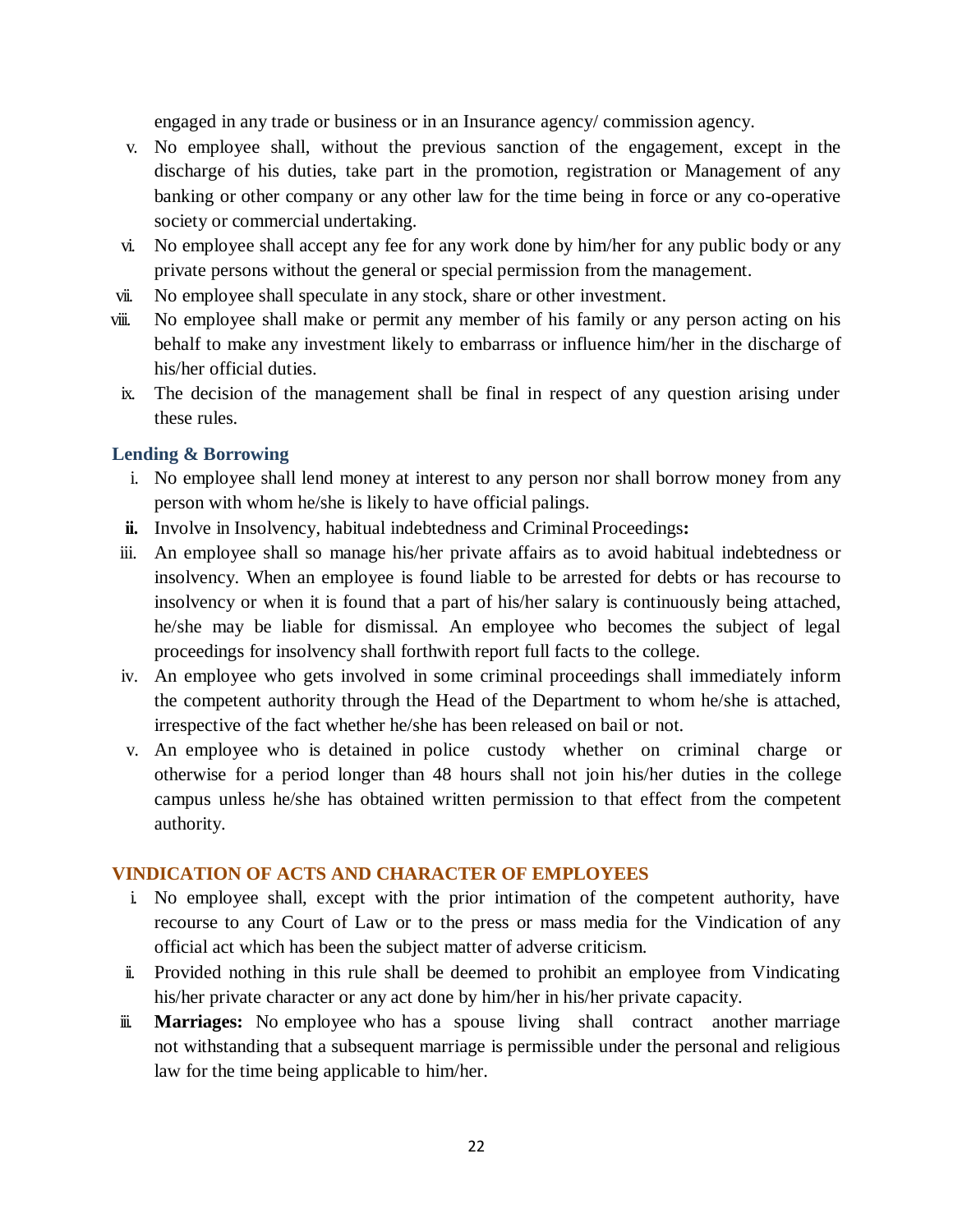engaged in any trade or business or in an Insurance agency/ commission agency.

v. No employee shall, without the previous sanction of the engagement, except in the discharge of his duties, take part in the promotion, registration or Management of any banking or other company or any other law for the time being in force or any co-operative society or commercial undertaking.

vi. No employee shall accept any fee for any work done by him/her for any public body or any private persons without the general or special permission from the management.

vii. No employee shall speculate in any stock, share or other investment.

viii. No employee shall make or permit any member of his family or any person acting on his behalf to make any investment likely to embarrass or influence him/her in the discharge of his/her official duties.

ix. The decision of the management shall be final in respect of any question arising under these rules.

### Lending & Borrowing

i. No employee shall lend money at interest to any person nor shall borrow money from any person with whom he/she is likely to have official palings.

**ii.** Involve in Insolvency, habitual indebtedness and Criminal Proceedings**:**

iii. An employee shall so manage his/her private affairs as to avoid habitual indebtedness or insolvency. When an employee is found liable to be arrested for debts or has recourse to insolvency or when it is found that a part of his/her salary is continuously being attached, he/she may be liable for dismissal. An employee who becomes the subject of legal proceedings for insolvency shall forthwith report full facts to the college.

iv. An employee who gets involved in some criminal proceedings shall immediately inform the competent authority through the Head of the Department to whom he/she is attached, irrespective of the fact whether he/she has been released on bail or not.

v. An employee who is detained in police custody whether on criminal charge or otherwise for a period longer than 48 hours shall not join his/her duties in the college campus unless he/she has obtained written permission to that effect from the competent authority.

### VINDICATION OF ACTS AND CHARACTER OF EMPLOYEES

i. No employee shall, except with the prior intimation of the competent authority, have recourse to any Court of Law or to the press or mass media for the Vindication of any official act which has been the subject matter of adverse criticism.

ii. Provided nothing in this rule shall be deemed to prohibit an employee from Vindicating his/her private character or any act done by him/her in his/her private capacity.

iii. **Marriages:** No employee who has a spouse living shall contract another marriage not withstanding that a subsequent marriage is permissible under the personal and religious law for the time being applicable to him/her.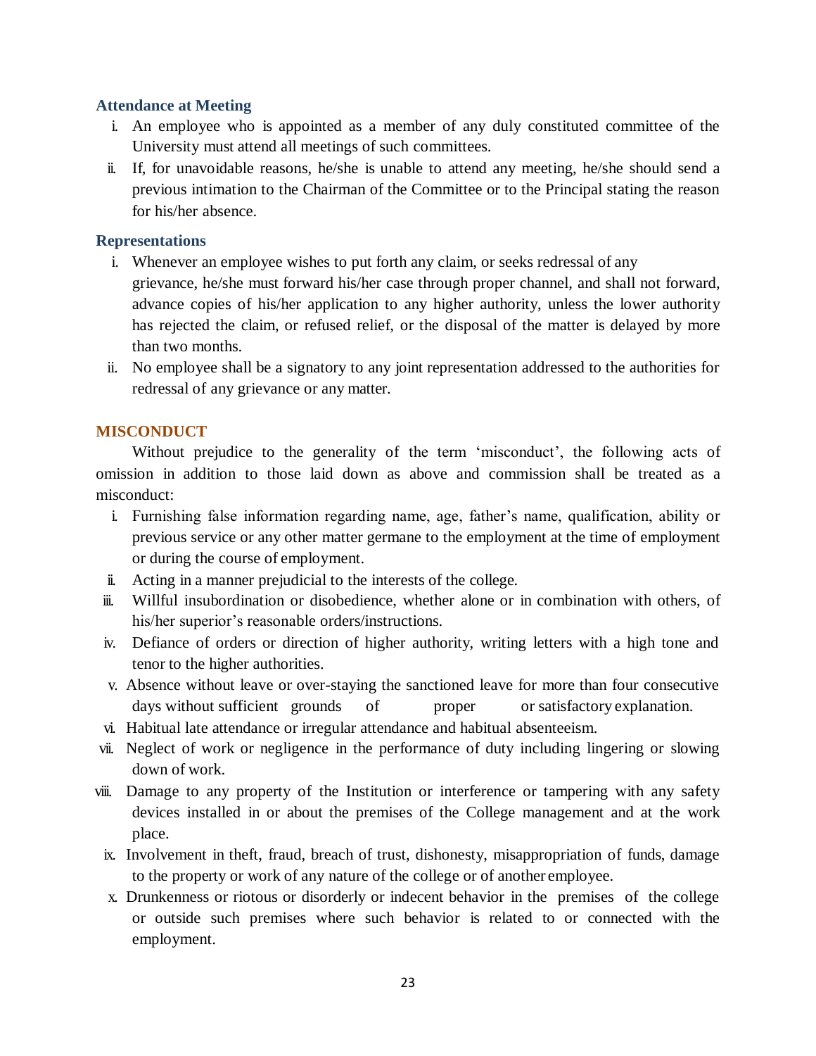### Attendance at Meeting

i. An employee who is appointed as a member of any duly constituted committee of the University must attend all meetings of such committees.
ii. If, for unavoidable reasons, he/she is unable to attend any meeting, he/she should send a previous intimation to the Chairman of the Committee or to the Principal stating the reason for his/her absence.

### Representations

i. Whenever an employee wishes to put forth any claim, or seeks redressal of any grievance, he/she must forward his/her case through proper channel, and shall not forward, advance copies of his/her application to any higher authority, unless the lower authority has rejected the claim, or refused relief, or the disposal of the matter is delayed by more than two months.
ii. No employee shall be a signatory to any joint representation addressed to the authorities for redressal of any grievance or any matter.

## MISCONDUCT

Without prejudice to the generality of the term 'misconduct', the following acts of omission in addition to those laid down as above and commission shall be treated as a misconduct:

i. Furnishing false information regarding name, age, father's name, qualification, ability or previous service or any other matter germane to the employment at the time of employment or during the course of employment.
ii. Acting in a manner prejudicial to the interests of the college.
iii. Willful insubordination or disobedience, whether alone or in combination with others, of his/her superior's reasonable orders/instructions.
iv. Defiance of orders or direction of higher authority, writing letters with a high tone and tenor to the higher authorities.
v. Absence without leave or over-staying the sanctioned leave for more than four consecutive days without sufficient grounds of proper or satisfactory explanation.
vi. Habitual late attendance or irregular attendance and habitual absenteeism.
vii. Neglect of work or negligence in the performance of duty including lingering or slowing down of work.
viii. Damage to any property of the Institution or interference or tampering with any safety devices installed in or about the premises of the College management and at the work place.
ix. Involvement in theft, fraud, breach of trust, dishonesty, misappropriation of funds, damage to the property or work of any nature of the college or of another employee.
x. Drunkenness or riotous or disorderly or indecent behavior in the premises of the college or outside such premises where such behavior is related to or connected with the employment.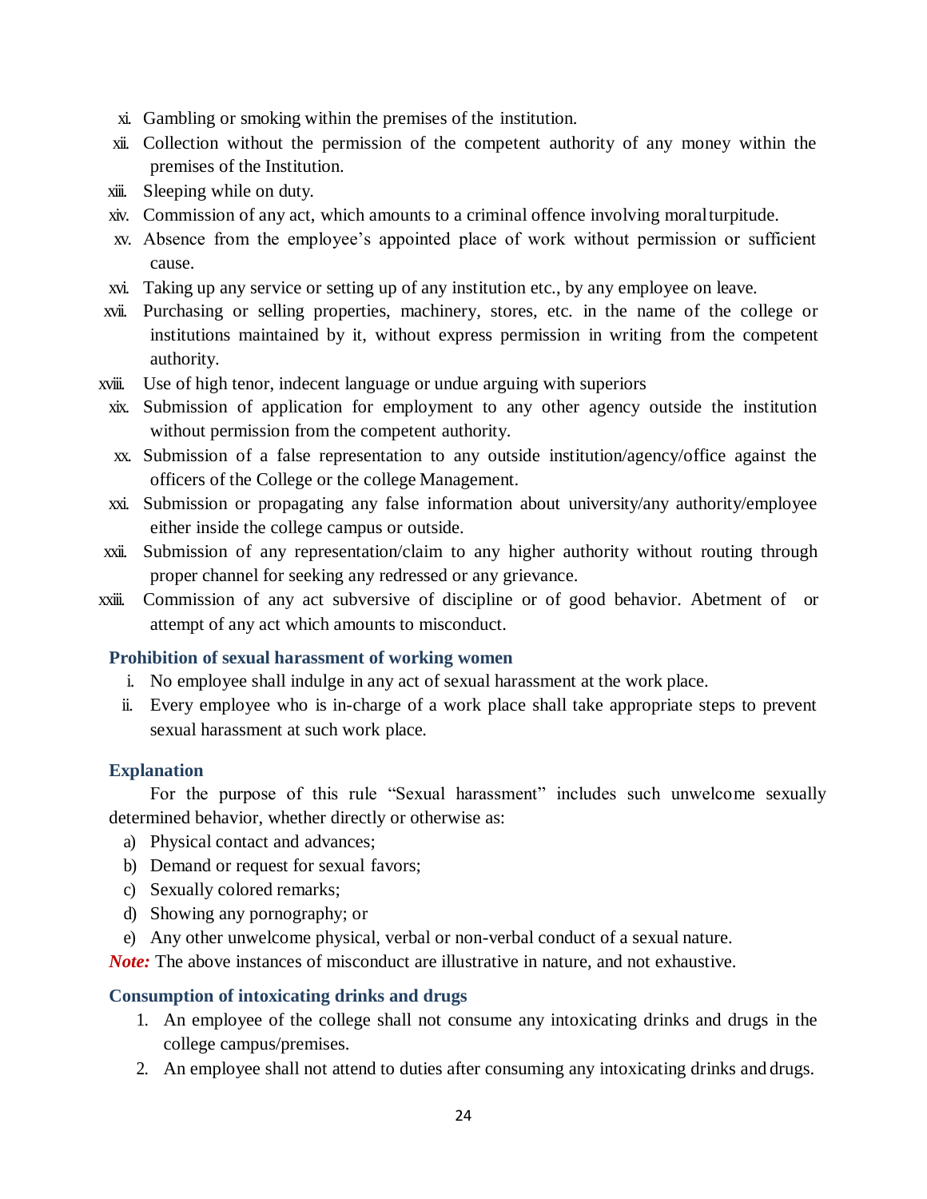xi. Gambling or smoking within the premises of the institution.

xii. Collection without the permission of the competent authority of any money within the premises of the Institution.

xiii. Sleeping while on duty.

xiv. Commission of any act, which amounts to a criminal offence involving moral turpitude.

xv. Absence from the employee's appointed place of work without permission or sufficient cause.

xvi. Taking up any service or setting up of any institution etc., by any employee on leave.

xvii. Purchasing or selling properties, machinery, stores, etc. in the name of the college or institutions maintained by it, without express permission in writing from the competent authority.

xviii. Use of high tenor, indecent language or undue arguing with superiors

xix. Submission of application for employment to any other agency outside the institution without permission from the competent authority.

xx. Submission of a false representation to any outside institution/agency/office against the officers of the College or the college Management.

xxi. Submission or propagating any false information about university/any authority/employee either inside the college campus or outside.

xxii. Submission of any representation/claim to any higher authority without routing through proper channel for seeking any redressed or any grievance.

xxiii. Commission of any act subversive of discipline or of good behavior. Abetment of or attempt of any act which amounts to misconduct.

### Prohibition of sexual harassment of working women

i. No employee shall indulge in any act of sexual harassment at the work place.

ii. Every employee who is in-charge of a work place shall take appropriate steps to prevent sexual harassment at such work place.

### Explanation

For the purpose of this rule "Sexual harassment" includes such unwelcome sexually determined behavior, whether directly or otherwise as:

a) Physical contact and advances;
b) Demand or request for sexual favors;
c) Sexually colored remarks;
d) Showing any pornography; or
e) Any other unwelcome physical, verbal or non-verbal conduct of a sexual nature.

***Note:*** The above instances of misconduct are illustrative in nature, and not exhaustive.

### Consumption of intoxicating drinks and drugs

1. An employee of the college shall not consume any intoxicating drinks and drugs in the college campus/premises.
2. An employee shall not attend to duties after consuming any intoxicating drinks and drugs.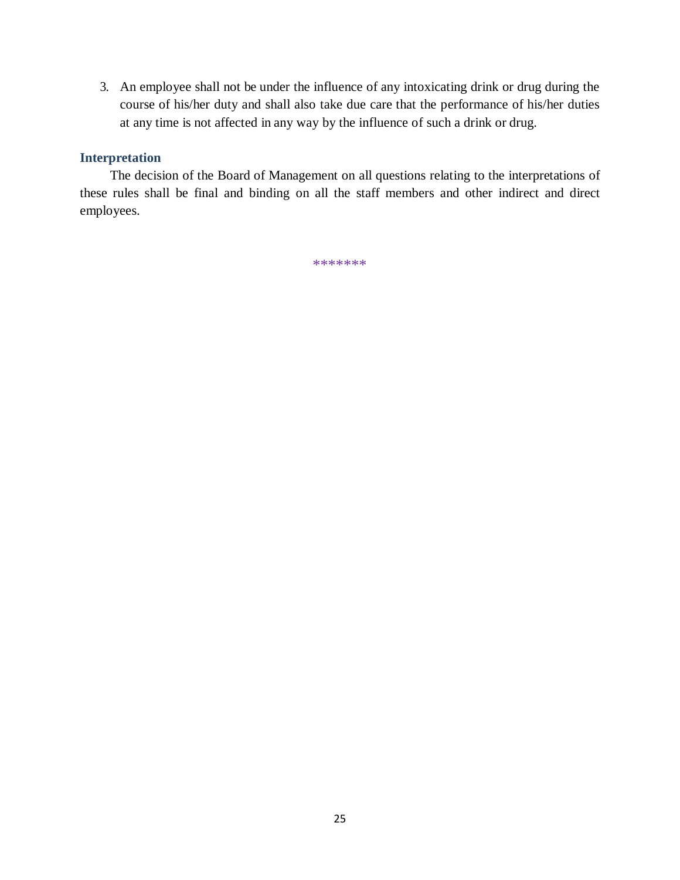3. An employee shall not be under the influence of any intoxicating drink or drug during the course of his/her duty and shall also take due care that the performance of his/her duties at any time is not affected in any way by the influence of such a drink or drug.

### Interpretation

The decision of the Board of Management on all questions relating to the interpretations of these rules shall be final and binding on all the staff members and other indirect and direct employees.

*******